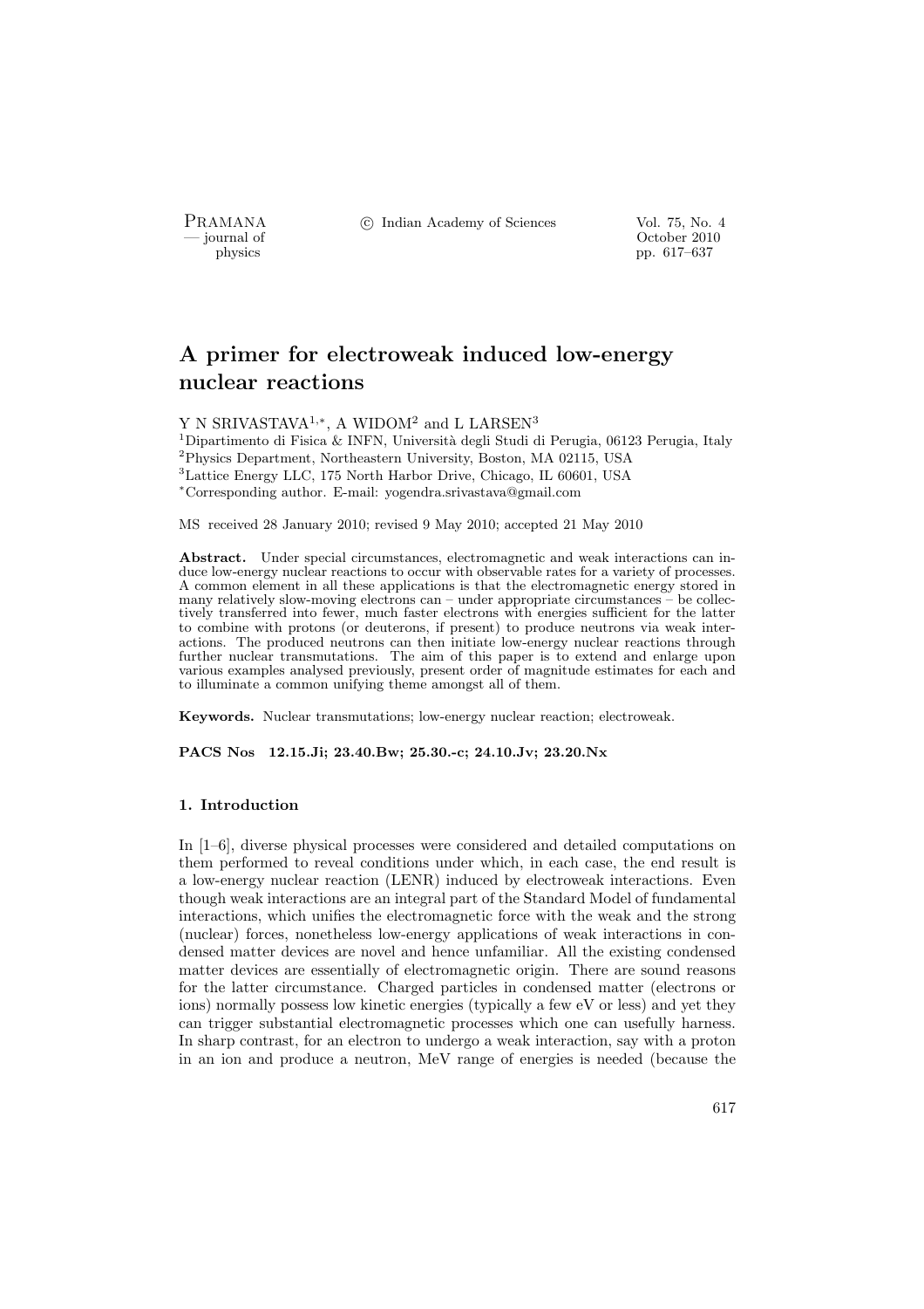# A primer for electroweak induced low-energy nuclear reactions

Y N SRIVASTAVA[1,*], A WIDOM[2] and L LARSEN[3]

[1]Dipartimento di Fisica & INFN, Università degli Studi di Perugia, 06123 Perugia, Italy
[2]Physics Department, Northeastern University, Boston, MA 02115, USA
[3]Lattice Energy LLC, 175 North Harbor Drive, Chicago, IL 60601, USA
[*]Corresponding author. E-mail: yogendra.srivastava@gmail.com

MS received 28 January 2010; revised 9 May 2010; accepted 21 May 2010

**Abstract.** Under special circumstances, electromagnetic and weak interactions can induce low-energy nuclear reactions to occur with observable rates for a variety of processes. A common element in all these applications is that the electromagnetic energy stored in many relatively slow-moving electrons can – under appropriate circumstances – be collectively transferred into fewer, much faster electrons with energies sufficient for the latter to combine with protons (or deuterons, if present) to produce neutrons via weak interactions. The produced neutrons can then initiate low-energy nuclear reactions through further nuclear transmutations. The aim of this paper is to extend and enlarge upon various examples analysed previously, present order of magnitude estimates for each and to illuminate a common unifying theme amongst all of them.

**Keywords.** Nuclear transmutations; low-energy nuclear reaction; electroweak.

**PACS Nos 12.15.Ji; 23.40.Bw; 25.30.-c; 24.10.Jv; 23.20.Nx**

## 1. Introduction

In [1–6], diverse physical processes were considered and detailed computations on them performed to reveal conditions under which, in each case, the end result is a low-energy nuclear reaction (LENR) induced by electroweak interactions. Even though weak interactions are an integral part of the Standard Model of fundamental interactions, which unifies the electromagnetic force with the weak and the strong (nuclear) forces, nonetheless low-energy applications of weak interactions in condensed matter devices are novel and hence unfamiliar. All the existing condensed matter devices are essentially of electromagnetic origin. There are sound reasons for the latter circumstance. Charged particles in condensed matter (electrons or ions) normally possess low kinetic energies (typically a few eV or less) and yet they can trigger substantial electromagnetic processes which one can usefully harness. In sharp contrast, for an electron to undergo a weak interaction, say with a proton in an ion and produce a neutron, MeV range of energies is needed (because the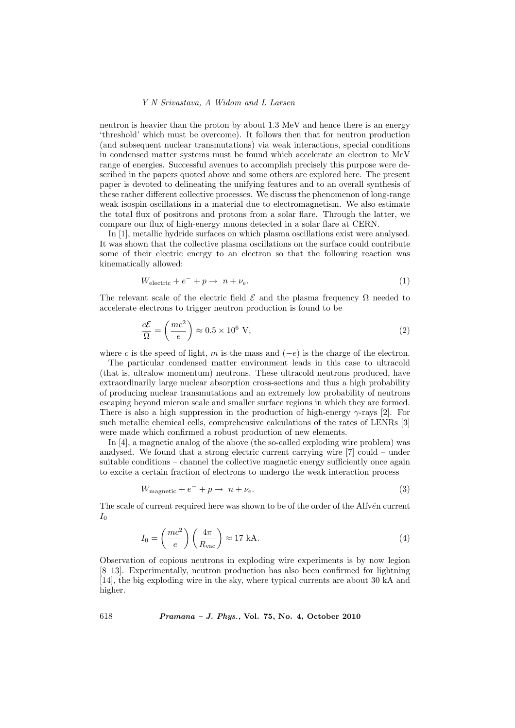neutron is heavier than the proton by about 1.3 MeV and hence there is an energy 'threshold' which must be overcome). It follows then that for neutron production (and subsequent nuclear transmutations) via weak interactions, special conditions in condensed matter systems must be found which accelerate an electron to MeV range of energies. Successful avenues to accomplish precisely this purpose were described in the papers quoted above and some others are explored here. The present paper is devoted to delineating the unifying features and to an overall synthesis of these rather different collective processes. We discuss the phenomenon of long-range weak isospin oscillations in a material due to electromagnetism. We also estimate the total flux of positrons and protons from a solar flare. Through the latter, we compare our flux of high-energy muons detected in a solar flare at CERN.

In [1], metallic hydride surfaces on which plasma oscillations exist were analysed. It was shown that the collective plasma oscillations on the surface could contribute some of their electric energy to an electron so that the following reaction was kinematically allowed:

$$W_{\rm electric} + e^- + p \rightarrow \; n + \nu_{\rm e}. \tag{1}$$

The relevant scale of the electric field $\mathcal{E}$ and the plasma frequency $\Omega$ needed to accelerate electrons to trigger neutron production is found to be

$$\frac{c\mathcal{E}}{\Omega} = \left(\frac{mc^2}{e}\right) \approx 0.5 \times 10^6 \text{ V}, \tag{2}$$

where $c$ is the speed of light, $m$ is the mass and $(-e)$ is the charge of the electron.

The particular condensed matter environment leads in this case to ultracold (that is, ultralow momentum) neutrons. These ultracold neutrons produced, have extraordinarily large nuclear absorption cross-sections and thus a high probability of producing nuclear transmutations and an extremely low probability of neutrons escaping beyond micron scale and smaller surface regions in which they are formed. There is also a high suppression in the production of high-energy $\gamma$-rays [2]. For such metallic chemical cells, comprehensive calculations of the rates of LENRs [3] were made which confirmed a robust production of new elements.

In [4], a magnetic analog of the above (the so-called exploding wire problem) was analysed. We found that a strong electric current carrying wire [7] could – under suitable conditions – channel the collective magnetic energy sufficiently once again to excite a certain fraction of electrons to undergo the weak interaction process

$$W_{\rm magnetic} + e^- + p \rightarrow \; n + \nu_{\rm e}. \tag{3}$$

The scale of current required here was shown to be of the order of the Alfvén current $I_0$

$$I_0 = \left(\frac{mc^2}{e}\right)\left(\frac{4\pi}{R_{\rm vac}}\right) \approx 17 \text{ kA}. \tag{4}$$

Observation of copious neutrons in exploding wire experiments is by now legion [8–13]. Experimentally, neutron production has also been confirmed for lightning [14], the big exploding wire in the sky, where typical currents are about 30 kA and higher.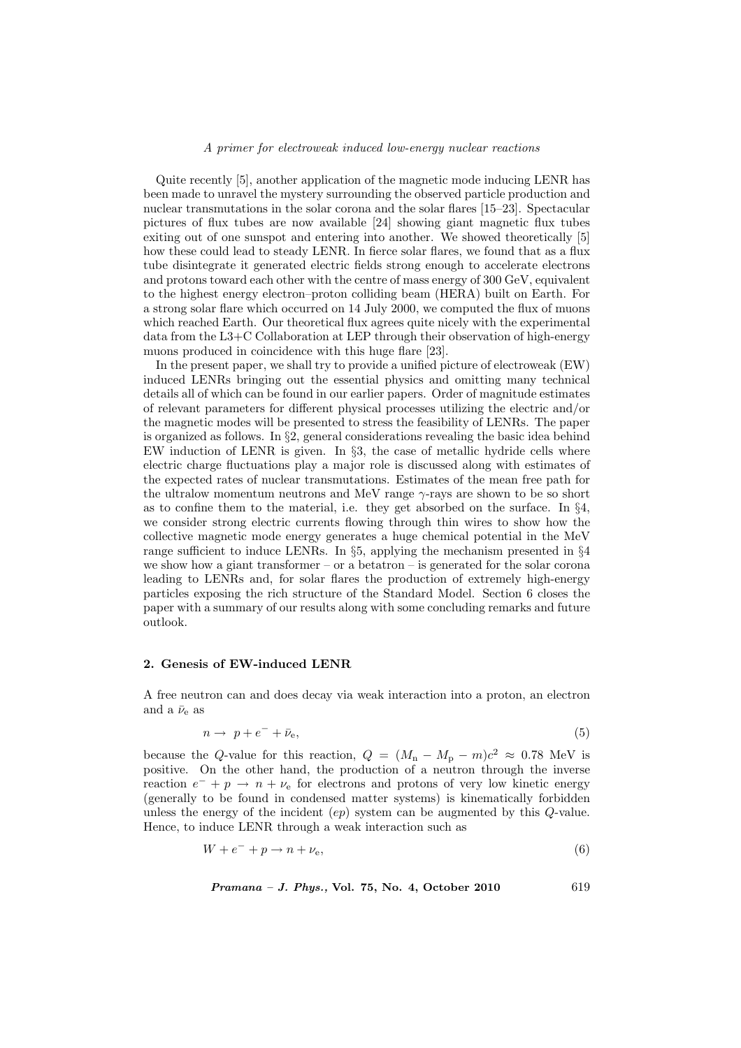Quite recently [5], another application of the magnetic mode inducing LENR has been made to unravel the mystery surrounding the observed particle production and nuclear transmutations in the solar corona and the solar flares [15–23]. Spectacular pictures of flux tubes are now available [24] showing giant magnetic flux tubes exiting out of one sunspot and entering into another. We showed theoretically [5] how these could lead to steady LENR. In fierce solar flares, we found that as a flux tube disintegrate it generated electric fields strong enough to accelerate electrons and protons toward each other with the centre of mass energy of 300 GeV, equivalent to the highest energy electron–proton colliding beam (HERA) built on Earth. For a strong solar flare which occurred on 14 July 2000, we computed the flux of muons which reached Earth. Our theoretical flux agrees quite nicely with the experimental data from the L3+C Collaboration at LEP through their observation of high-energy muons produced in coincidence with this huge flare [23].

In the present paper, we shall try to provide a unified picture of electroweak (EW) induced LENRs bringing out the essential physics and omitting many technical details all of which can be found in our earlier papers. Order of magnitude estimates of relevant parameters for different physical processes utilizing the electric and/or the magnetic modes will be presented to stress the feasibility of LENRs. The paper is organized as follows. In §2, general considerations revealing the basic idea behind EW induction of LENR is given. In §3, the case of metallic hydride cells where electric charge fluctuations play a major role is discussed along with estimates of the expected rates of nuclear transmutations. Estimates of the mean free path for the ultralow momentum neutrons and MeV range $\gamma$-rays are shown to be so short as to confine them to the material, i.e. they get absorbed on the surface. In §4, we consider strong electric currents flowing through thin wires to show how the collective magnetic mode energy generates a huge chemical potential in the MeV range sufficient to induce LENRs. In §5, applying the mechanism presented in §4 we show how a giant transformer – or a betatron – is generated for the solar corona leading to LENRs and, for solar flares the production of extremely high-energy particles exposing the rich structure of the Standard Model. Section 6 closes the paper with a summary of our results along with some concluding remarks and future outlook.

## 2. Genesis of EW-induced LENR

A free neutron can and does decay via weak interaction into a proton, an electron and a $\bar{\nu}_{\rm e}$ as

$$n \rightarrow p + e^- + \bar{\nu}_{\rm e}, \tag{5}$$

because the $Q$-value for this reaction, $Q = (M_{\rm n} - M_{\rm p} - m)c^2 \approx 0.78$ MeV is positive. On the other hand, the production of a neutron through the inverse reaction $e^- + p \rightarrow n + \nu_{\rm e}$ for electrons and protons of very low kinetic energy (generally to be found in condensed matter systems) is kinematically forbidden unless the energy of the incident $(ep)$ system can be augmented by this $Q$-value. Hence, to induce LENR through a weak interaction such as

$$W + e^- + p \rightarrow n + \nu_{\rm e}, \tag{6}$$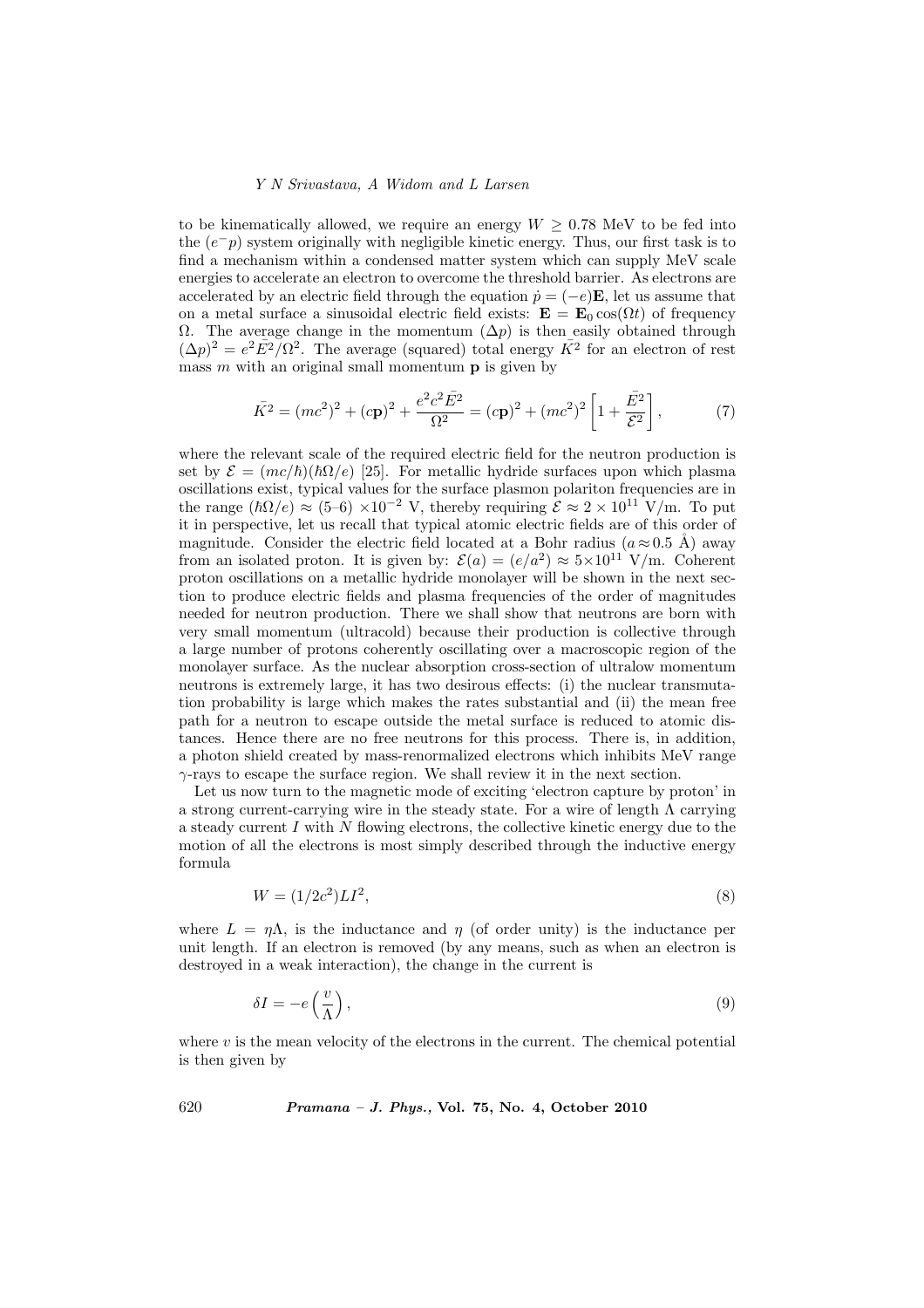to be kinematically allowed, we require an energy $W \geq 0.78$ MeV to be fed into the $(e^- p)$ system originally with negligible kinetic energy. Thus, our first task is to find a mechanism within a condensed matter system which can supply MeV scale energies to accelerate an electron to overcome the threshold barrier. As electrons are accelerated by an electric field through the equation $\dot{p} = (-e)\mathbf{E}$, let us assume that on a metal surface a sinusoidal electric field exists: $\mathbf{E} = \mathbf{E}_0 \cos(\Omega t)$ of frequency $\Omega$. The average change in the momentum $(\Delta p)$ is then easily obtained through $(\Delta p)^2 = e^2 \bar{E}^2/\Omega^2$. The average (squared) total energy $\bar{K}^2$ for an electron of rest mass $m$ with an original small momentum $\mathbf{p}$ is given by

$$\bar{K}^2 = (mc^2)^2 + (c\mathbf{p})^2 + \frac{e^2 c^2 \bar{E}^2}{\Omega^2} = (c\mathbf{p})^2 + (mc^2)^2 \left[1 + \frac{\bar{E}^2}{\mathcal{E}^2}\right], \tag{7}$$

where the relevant scale of the required electric field for the neutron production is set by $\mathcal{E} = (mc/\hbar)(\hbar\Omega/e)$ [25]. For metallic hydride surfaces upon which plasma oscillations exist, typical values for the surface plasmon polariton frequencies are in the range $(\hbar\Omega/e) \approx (5\text{–}6) \times 10^{-2}$ V, thereby requiring $\mathcal{E} \approx 2 \times 10^{11}$ V/m. To put it in perspective, let us recall that typical atomic electric fields are of this order of magnitude. Consider the electric field located at a Bohr radius ($a \approx 0.5$ Å) away from an isolated proton. It is given by: $\mathcal{E}(a) = (e/a^2) \approx 5 \times 10^{11}$ V/m. Coherent proton oscillations on a metallic hydride monolayer will be shown in the next section to produce electric fields and plasma frequencies of the order of magnitudes needed for neutron production. There we shall show that neutrons are born with very small momentum (ultracold) because their production is collective through a large number of protons coherently oscillating over a macroscopic region of the monolayer surface. As the nuclear absorption cross-section of ultralow momentum neutrons is extremely large, it has two desirous effects: (i) the nuclear transmutation probability is large which makes the rates substantial and (ii) the mean free path for a neutron to escape outside the metal surface is reduced to atomic distances. Hence there are no free neutrons for this process. There is, in addition, a photon shield created by mass-renormalized electrons which inhibits MeV range $\gamma$-rays to escape the surface region. We shall review it in the next section.

Let us now turn to the magnetic mode of exciting 'electron capture by proton' in a strong current-carrying wire in the steady state. For a wire of length $\Lambda$ carrying a steady current $I$ with $N$ flowing electrons, the collective kinetic energy due to the motion of all the electrons is most simply described through the inductive energy formula

$$W = (1/2c^2)LI^2, \tag{8}$$

where $L = \eta\Lambda$, is the inductance and $\eta$ (of order unity) is the inductance per unit length. If an electron is removed (by any means, such as when an electron is destroyed in a weak interaction), the change in the current is

$$\delta I = -e\left(\frac{v}{\Lambda}\right), \tag{9}$$

where $v$ is the mean velocity of the electrons in the current. The chemical potential is then given by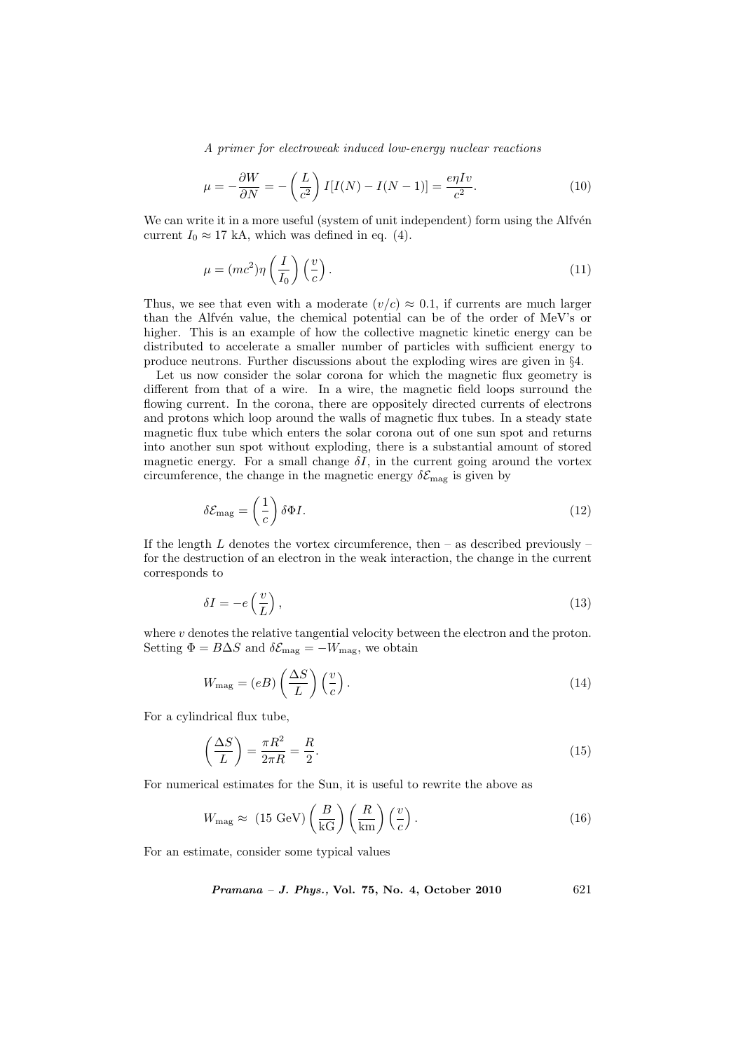$$\mu = -\frac{\partial W}{\partial N} = -\left(\frac{L}{c^2}\right) I[I(N) - I(N-1)] = \frac{e\eta I v}{c^2}. \tag{10}$$

We can write it in a more useful (system of unit independent) form using the Alfvén current $I_0 \approx 17$ kA, which was defined in eq. (4).

$$\mu = (mc^2)\eta \left(\frac{I}{I_0}\right)\left(\frac{v}{c}\right). \tag{11}$$

Thus, we see that even with a moderate $(v/c) \approx 0.1$, if currents are much larger than the Alfvén value, the chemical potential can be of the order of MeV's or higher. This is an example of how the collective magnetic kinetic energy can be distributed to accelerate a smaller number of particles with sufficient energy to produce neutrons. Further discussions about the exploding wires are given in §4.

Let us now consider the solar corona for which the magnetic flux geometry is different from that of a wire. In a wire, the magnetic field loops surround the flowing current. In the corona, there are oppositely directed currents of electrons and protons which loop around the walls of magnetic flux tubes. In a steady state magnetic flux tube which enters the solar corona out of one sun spot and returns into another sun spot without exploding, there is a substantial amount of stored magnetic energy. For a small change $\delta I$, in the current going around the vortex circumference, the change in the magnetic energy $\delta\mathcal{E}_{\text{mag}}$ is given by

$$\delta\mathcal{E}_{\text{mag}} = \left(\frac{1}{c}\right)\delta\Phi I. \tag{12}$$

If the length $L$ denotes the vortex circumference, then – as described previously – for the destruction of an electron in the weak interaction, the change in the current corresponds to

$$\delta I = -e\left(\frac{v}{L}\right), \tag{13}$$

where $v$ denotes the relative tangential velocity between the electron and the proton. Setting $\Phi = B\Delta S$ and $\delta\mathcal{E}_{\text{mag}} = -W_{\text{mag}}$, we obtain

$$W_{\text{mag}} = (eB)\left(\frac{\Delta S}{L}\right)\left(\frac{v}{c}\right). \tag{14}$$

For a cylindrical flux tube,

$$\left(\frac{\Delta S}{L}\right) = \frac{\pi R^2}{2\pi R} = \frac{R}{2}. \tag{15}$$

For numerical estimates for the Sun, it is useful to rewrite the above as

$$W_{\text{mag}} \approx (15 \text{ GeV})\left(\frac{B}{\text{kG}}\right)\left(\frac{R}{\text{km}}\right)\left(\frac{v}{c}\right). \tag{16}$$

For an estimate, consider some typical values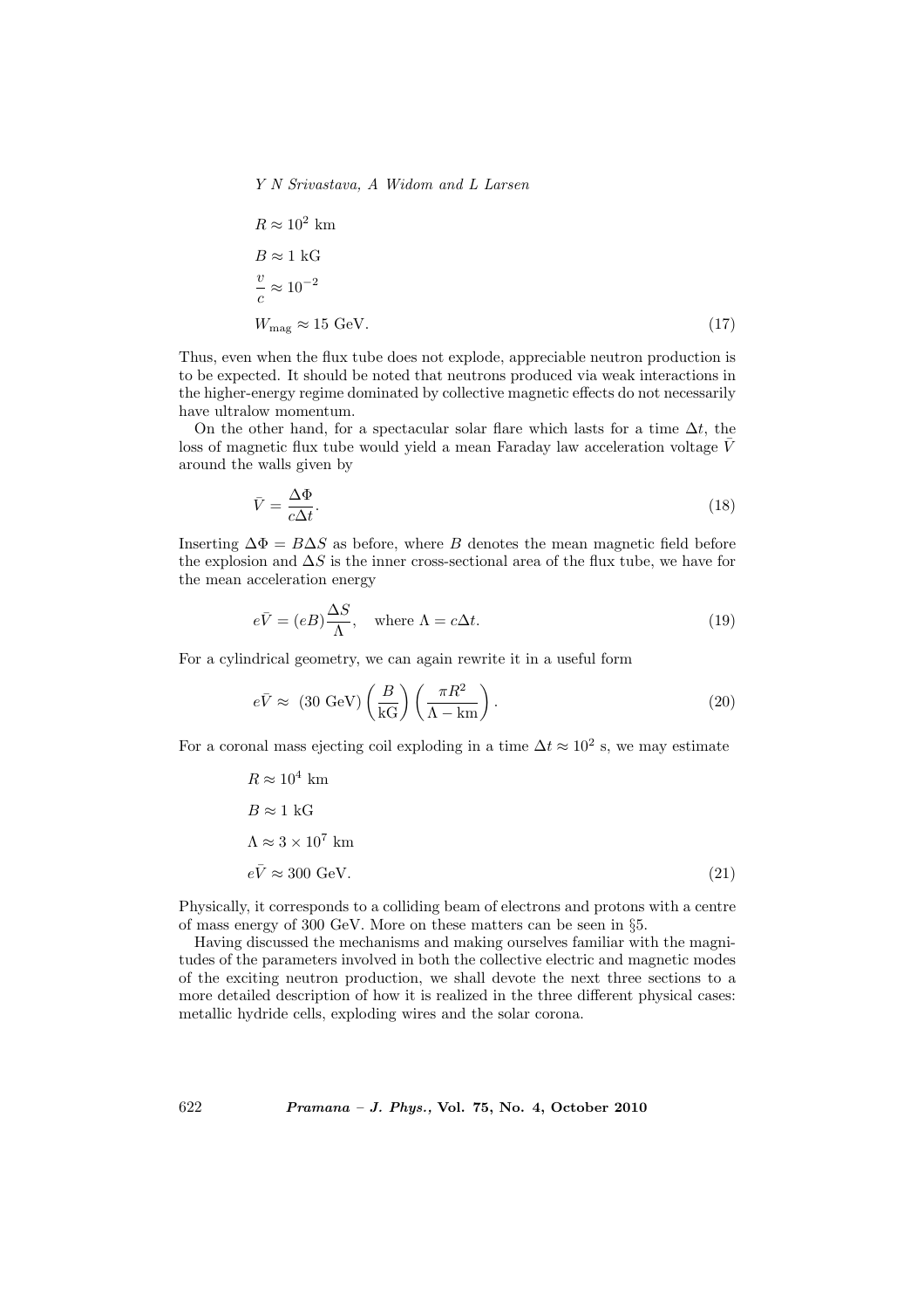$$
\begin{aligned}
&R \approx 10^2 \text{ km} \\
&B \approx 1 \text{ kG} \\
&\frac{v}{c} \approx 10^{-2} \\
&W_{\text{mag}} \approx 15 \text{ GeV}.
\end{aligned}
\tag{17}
$$

Thus, even when the flux tube does not explode, appreciable neutron production is to be expected. It should be noted that neutrons produced via weak interactions in the higher-energy regime dominated by collective magnetic effects do not necessarily have ultralow momentum.

On the other hand, for a spectacular solar flare which lasts for a time $\Delta t$, the loss of magnetic flux tube would yield a mean Faraday law acceleration voltage $\bar{V}$ around the walls given by

$$
\bar{V} = \frac{\Delta \Phi}{c \Delta t}. \tag{18}
$$

Inserting $\Delta \Phi = B \Delta S$ as before, where $B$ denotes the mean magnetic field before the explosion and $\Delta S$ is the inner cross-sectional area of the flux tube, we have for the mean acceleration energy

$$
e\bar{V} = (eB)\frac{\Delta S}{\Lambda}, \quad \text{where } \Lambda = c\Delta t. \tag{19}
$$

For a cylindrical geometry, we can again rewrite it in a useful form

$$
e\bar{V} \approx (30 \text{ GeV}) \left(\frac{B}{\text{kG}}\right) \left(\frac{\pi R^2}{\Lambda - \text{km}}\right). \tag{20}
$$

For a coronal mass ejecting coil exploding in a time $\Delta t \approx 10^2$ s, we may estimate

$$
\begin{aligned}
&R \approx 10^4 \text{ km} \\
&B \approx 1 \text{ kG} \\
&\Lambda \approx 3 \times 10^7 \text{ km} \\
&e\bar{V} \approx 300 \text{ GeV}.
\end{aligned}
\tag{21}
$$

Physically, it corresponds to a colliding beam of electrons and protons with a centre of mass energy of 300 GeV. More on these matters can be seen in §5.

Having discussed the mechanisms and making ourselves familiar with the magnitudes of the parameters involved in both the collective electric and magnetic modes of the exciting neutron production, we shall devote the next three sections to a more detailed description of how it is realized in the three different physical cases: metallic hydride cells, exploding wires and the solar corona.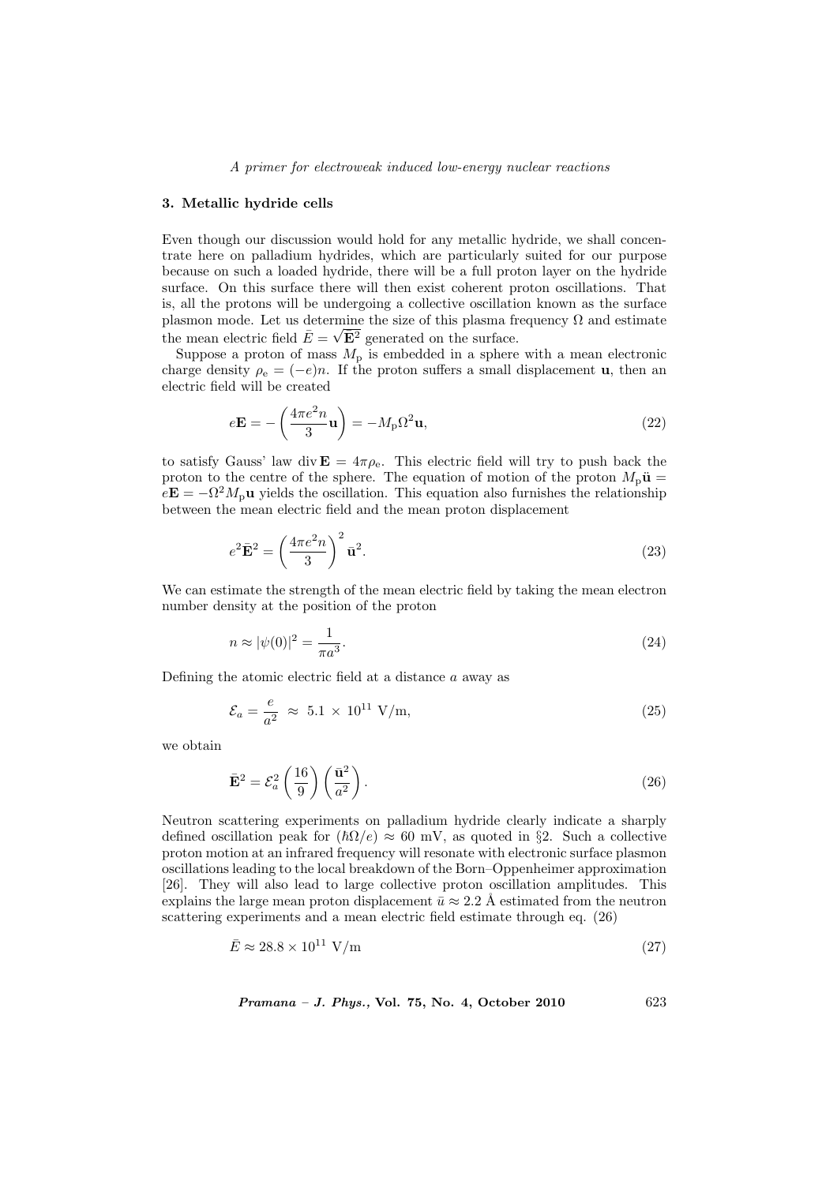### 3. Metallic hydride cells

Even though our discussion would hold for any metallic hydride, we shall concentrate here on palladium hydrides, which are particularly suited for our purpose because on such a loaded hydride, there will be a full proton layer on the hydride surface. On this surface there will then exist coherent proton oscillations. That is, all the protons will be undergoing a collective oscillation known as the surface plasmon mode. Let us determine the size of this plasma frequency $\Omega$ and estimate the mean electric field $\bar{E} = \sqrt{\bar{\mathbf{E}}^2}$ generated on the surface.

Suppose a proton of mass $M_{\rm p}$ is embedded in a sphere with a mean electronic charge density $\rho_{\rm e} = (-e)n$. If the proton suffers a small displacement $\mathbf{u}$, then an electric field will be created

$$e\mathbf{E} = -\left(\frac{4\pi e^2 n}{3}\mathbf{u}\right) = -M_{\rm p}\Omega^2\mathbf{u}, \tag{22}$$

to satisfy Gauss' law $\operatorname{div}\mathbf{E} = 4\pi\rho_{\rm e}$. This electric field will try to push back the proton to the centre of the sphere. The equation of motion of the proton $M_{\rm p}\ddot{\mathbf{u}} = e\mathbf{E} = -\Omega^2 M_{\rm p}\mathbf{u}$ yields the oscillation. This equation also furnishes the relationship between the mean electric field and the mean proton displacement

$$e^2\bar{\mathbf{E}}^2 = \left(\frac{4\pi e^2 n}{3}\right)^2 \bar{\mathbf{u}}^2. \tag{23}$$

We can estimate the strength of the mean electric field by taking the mean electron number density at the position of the proton

$$n \approx |\psi(0)|^2 = \frac{1}{\pi a^3}. \tag{24}$$

Defining the atomic electric field at a distance $a$ away as

$$\mathcal{E}_a = \frac{e}{a^2} \;\approx\; 5.1 \times 10^{11}\ \text{V/m}, \tag{25}$$

we obtain

$$\bar{\mathbf{E}}^2 = \mathcal{E}_a^2 \left(\frac{16}{9}\right)\left(\frac{\bar{\mathbf{u}}^2}{a^2}\right). \tag{26}$$

Neutron scattering experiments on palladium hydride clearly indicate a sharply defined oscillation peak for $(\hbar\Omega/e) \approx 60$ mV, as quoted in §2. Such a collective proton motion at an infrared frequency will resonate with electronic surface plasmon oscillations leading to the local breakdown of the Born–Oppenheimer approximation [26]. They will also lead to large collective proton oscillation amplitudes. This explains the large mean proton displacement $\bar{u} \approx 2.2$ Å estimated from the neutron scattering experiments and a mean electric field estimate through eq. (26)

$$\bar{E} \approx 28.8 \times 10^{11}\ \text{V/m} \tag{27}$$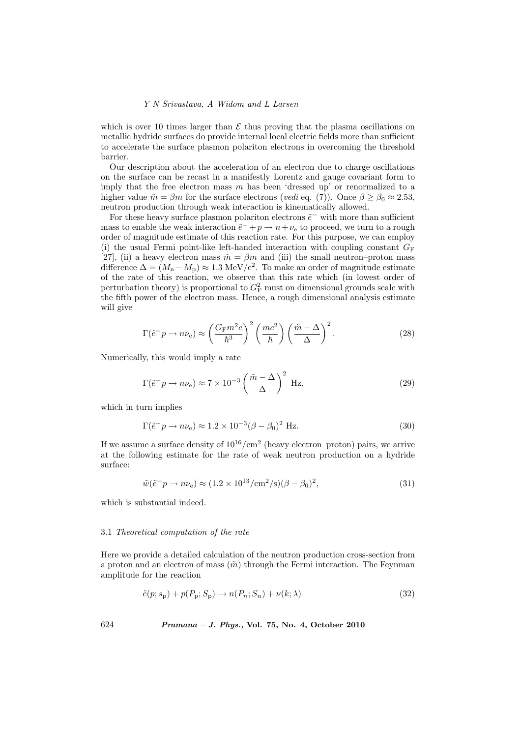which is over 10 times larger than $\mathcal{E}$ thus proving that the plasma oscillations on metallic hydride surfaces do provide internal local electric fields more than sufficient to accelerate the surface plasmon polariton electrons in overcoming the threshold barrier.

Our description about the acceleration of an electron due to charge oscillations on the surface can be recast in a manifestly Lorentz and gauge covariant form to imply that the free electron mass $m$ has been 'dressed up' or renormalized to a higher value $\tilde{m} = \beta m$ for the surface electrons (*vedi* eq. (7)). Once $\beta \geq \beta_0 \approx 2.53$, neutron production through weak interaction is kinematically allowed.

For these heavy surface plasmon polariton electrons $\tilde{e}^-$ with more than sufficient mass to enable the weak interaction $\tilde{e}^- + p \rightarrow n + \nu_e$ to proceed, we turn to a rough order of magnitude estimate of this reaction rate. For this purpose, we can employ (i) the usual Fermi point-like left-handed interaction with coupling constant $G_F$ [27], (ii) a heavy electron mass $\tilde{m} = \beta m$ and (iii) the small neutron–proton mass difference $\Delta = (M_n - M_p) \approx 1.3\ \text{MeV}/c^2$. To make an order of magnitude estimate of the rate of this reaction, we observe that this rate which (in lowest order of perturbation theory) is proportional to $G_F^2$ must on dimensional grounds scale with the fifth power of the electron mass. Hence, a rough dimensional analysis estimate will give

$$\Gamma(\tilde{e}^- p \rightarrow n\nu_e) \approx \left(\frac{G_F m^2 c}{\hbar^3}\right)^2 \left(\frac{mc^2}{\hbar}\right) \left(\frac{\tilde{m} - \Delta}{\Delta}\right)^2. \tag{28}$$

Numerically, this would imply a rate

$$\Gamma(\tilde{e}^- p \rightarrow n\nu_e) \approx 7 \times 10^{-3} \left(\frac{\tilde{m} - \Delta}{\Delta}\right)^2\ \text{Hz}, \tag{29}$$

which in turn implies

$$\Gamma(\tilde{e}^- p \rightarrow n\nu_e) \approx 1.2 \times 10^{-3} (\beta - \beta_0)^2\ \text{Hz}. \tag{30}$$

If we assume a surface density of $10^{16}/\text{cm}^2$ (heavy electron–proton) pairs, we arrive at the following estimate for the rate of weak neutron production on a hydride surface:

$$\tilde{w}(\tilde{e}^- p \rightarrow n\nu_e) \approx (1.2 \times 10^{13}/\text{cm}^2/\text{s})(\beta - \beta_0)^2, \tag{31}$$

which is substantial indeed.

### 3.1 *Theoretical computation of the rate*

Here we provide a detailed calculation of the neutron production cross-section from a proton and an electron of mass $(\tilde{m})$ through the Fermi interaction. The Feynman amplitude for the reaction

$$\tilde{e}(p; s_p) + p(P_p; S_p) \rightarrow n(P_n; S_n) + \nu(k; \lambda) \tag{32}$$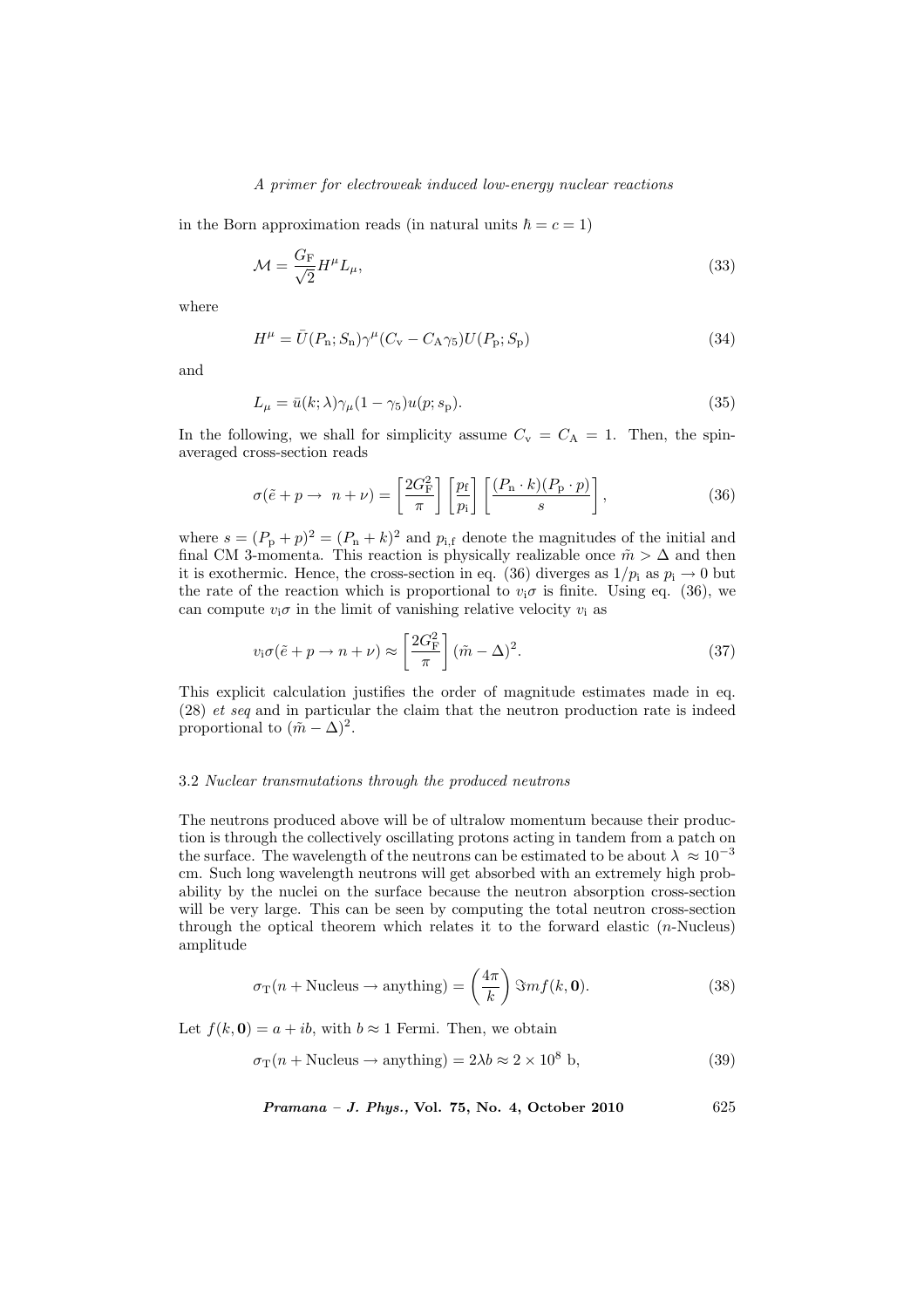in the Born approximation reads (in natural units $\hbar = c = 1$)

$$\mathcal{M} = \frac{G_{\mathrm{F}}}{\sqrt{2}} H^{\mu} L_{\mu}, \tag{33}$$

where

$$H^{\mu} = \bar{U}(P_{\mathrm{n}}; S_{\mathrm{n}})\gamma^{\mu}(C_{\mathrm{v}} - C_{\mathrm{A}}\gamma_5)U(P_{\mathrm{p}}; S_{\mathrm{p}}) \tag{34}$$

and

$$L_{\mu} = \bar{u}(k; \lambda)\gamma_{\mu}(1 - \gamma_5)u(p; s_{\mathrm{p}}). \tag{35}$$

In the following, we shall for simplicity assume $C_{\mathrm{v}} = C_{\mathrm{A}} = 1$. Then, the spin-averaged cross-section reads

$$\sigma(\tilde{e} + p \rightarrow\ n + \nu) = \left[\frac{2G_{\mathrm{F}}^2}{\pi}\right]\left[\frac{p_{\mathrm{f}}}{p_{\mathrm{i}}}\right]\left[\frac{(P_{\mathrm{n}} \cdot k)(P_{\mathrm{p}} \cdot p)}{s}\right], \tag{36}$$

where $s = (P_{\mathrm{p}} + p)^2 = (P_{\mathrm{n}} + k)^2$ and $p_{\mathrm{i,f}}$ denote the magnitudes of the initial and final CM 3-momenta. This reaction is physically realizable once $\tilde{m} > \Delta$ and then it is exothermic. Hence, the cross-section in eq. (36) diverges as $1/p_{\mathrm{i}}$ as $p_{\mathrm{i}} \rightarrow 0$ but the rate of the reaction which is proportional to $v_{\mathrm{i}}\sigma$ is finite. Using eq. (36), we can compute $v_{\mathrm{i}}\sigma$ in the limit of vanishing relative velocity $v_{\mathrm{i}}$ as

$$v_{\mathrm{i}}\sigma(\tilde{e} + p \rightarrow n + \nu) \approx \left[\frac{2G_{\mathrm{F}}^2}{\pi}\right](\tilde{m} - \Delta)^2. \tag{37}$$

This explicit calculation justifies the order of magnitude estimates made in eq. (28) *et seq* and in particular the claim that the neutron production rate is indeed proportional to $(\tilde{m} - \Delta)^2$.

### 3.2 *Nuclear transmutations through the produced neutrons*

The neutrons produced above will be of ultralow momentum because their production is through the collectively oscillating protons acting in tandem from a patch on the surface. The wavelength of the neutrons can be estimated to be about $\lambda \approx 10^{-3}$ cm. Such long wavelength neutrons will get absorbed with an extremely high probability by the nuclei on the surface because the neutron absorption cross-section will be very large. This can be seen by computing the total neutron cross-section through the optical theorem which relates it to the forward elastic ($n$-Nucleus) amplitude

$$\sigma_{\mathrm{T}}(n + \mathrm{Nucleus} \rightarrow \mathrm{anything}) = \left(\frac{4\pi}{k}\right)\Im m f(k, \mathbf{0}). \tag{38}$$

Let $f(k, \mathbf{0}) = a + ib$, with $b \approx 1$ Fermi. Then, we obtain

$$\sigma_{\mathrm{T}}(n + \mathrm{Nucleus} \rightarrow \mathrm{anything}) = 2\lambda b \approx 2 \times 10^8\ \mathrm{b}, \tag{39}$$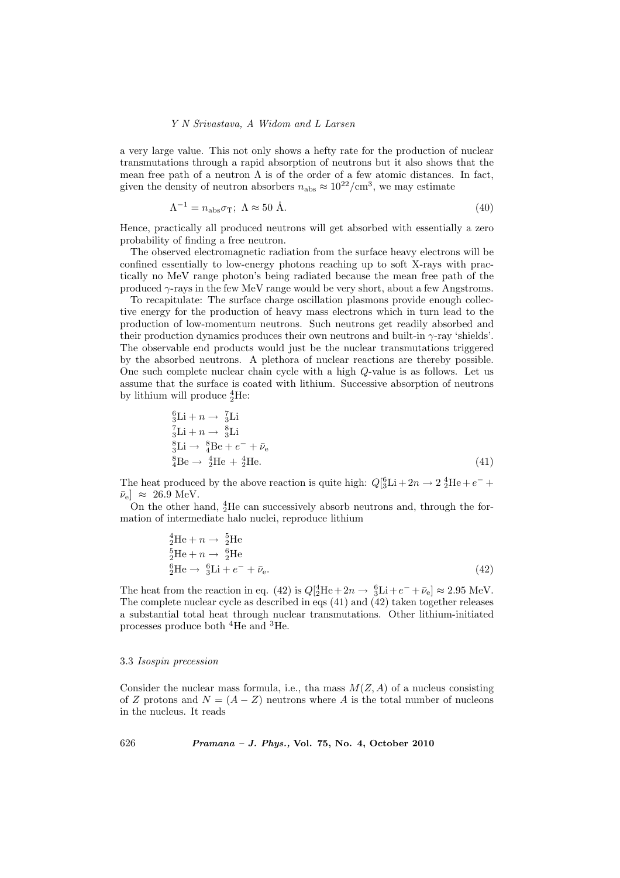a very large value. This not only shows a hefty rate for the production of nuclear transmutations through a rapid absorption of neutrons but it also shows that the mean free path of a neutron $\Lambda$ is of the order of a few atomic distances. In fact, given the density of neutron absorbers $n_{\rm abs} \approx 10^{22}/{\rm cm}^3$, we may estimate

$$\Lambda^{-1} = n_{\rm abs}\sigma_{\rm T}; \ \Lambda \approx 50 \ \text{Å}. \tag{40}$$

Hence, practically all produced neutrons will get absorbed with essentially a zero probability of finding a free neutron.

The observed electromagnetic radiation from the surface heavy electrons will be confined essentially to low-energy photons reaching up to soft X-rays with practically no MeV range photon's being radiated because the mean free path of the produced $\gamma$-rays in the few MeV range would be very short, about a few Angstroms.

To recapitulate: The surface charge oscillation plasmons provide enough collective energy for the production of heavy mass electrons which in turn lead to the production of low-momentum neutrons. Such neutrons get readily absorbed and their production dynamics produces their own neutrons and built-in $\gamma$-ray 'shields'. The observable end products would just be the nuclear transmutations triggered by the absorbed neutrons. A plethora of nuclear reactions are thereby possible. One such complete nuclear chain cycle with a high $Q$-value is as follows. Let us assume that the surface is coated with lithium. Successive absorption of neutrons by lithium will produce ${}^4_2{\rm He}$:

$$\begin{aligned}
&{}^6_3{\rm Li} + n \rightarrow \ {}^7_3{\rm Li} \\
&{}^7_3{\rm Li} + n \rightarrow \ {}^8_3{\rm Li} \\
&{}^8_3{\rm Li} \rightarrow \ {}^8_4{\rm Be} + e^- + \bar{\nu}_{\rm e} \\
&{}^8_4{\rm Be} \rightarrow \ {}^4_2{\rm He} + \ {}^4_2{\rm He}.
\end{aligned} \tag{41}$$

The heat produced by the above reaction is quite high: $Q[{}^6_3{\rm Li} + 2n \rightarrow 2\,{}^4_2{\rm He} + e^- + \bar{\nu}_{\rm e}] \ \approx \ 26.9$ MeV.

On the other hand, ${}^4_2{\rm He}$ can successively absorb neutrons and, through the formation of intermediate halo nuclei, reproduce lithium

$$\begin{aligned}
&{}^4_2{\rm He} + n \rightarrow \ {}^5_2{\rm He} \\
&{}^5_2{\rm He} + n \rightarrow \ {}^6_2{\rm He} \\
&{}^6_2{\rm He} \rightarrow \ {}^6_3{\rm Li} + e^- + \bar{\nu}_{\rm e}.
\end{aligned} \tag{42}$$

The heat from the reaction in eq. (42) is $Q[{}^4_2{\rm He} + 2n \rightarrow \ {}^6_3{\rm Li} + e^- + \bar{\nu}_{\rm e}] \approx 2.95$ MeV. The complete nuclear cycle as described in eqs (41) and (42) taken together releases a substantial total heat through nuclear transmutations. Other lithium-initiated processes produce both ${}^4{\rm He}$ and ${}^3{\rm He}$.

### 3.3 *Isospin precession*

Consider the nuclear mass formula, i.e., tha mass $M(Z, A)$ of a nucleus consisting of $Z$ protons and $N = (A - Z)$ neutrons where $A$ is the total number of nucleons in the nucleus. It reads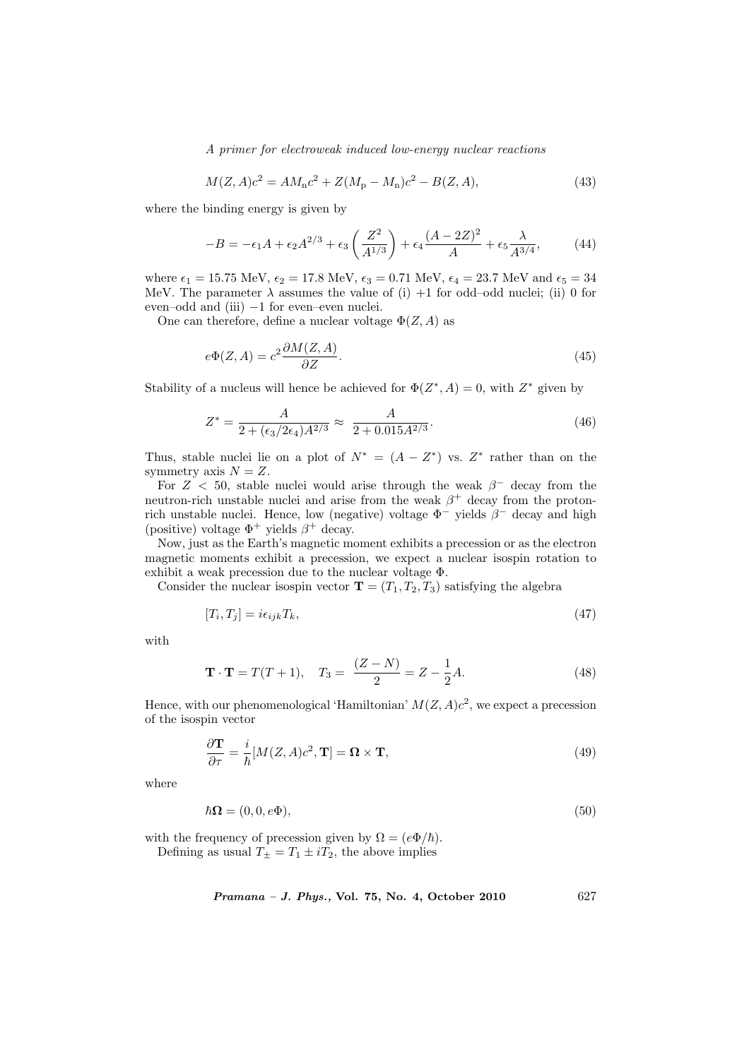$$M(Z,A)c^2 = AM_{\rm n}c^2 + Z(M_{\rm p} - M_{\rm n})c^2 - B(Z,A), \tag{43}$$

where the binding energy is given by

$$-B = -\epsilon_1 A + \epsilon_2 A^{2/3} + \epsilon_3 \left(\frac{Z^2}{A^{1/3}}\right) + \epsilon_4 \frac{(A-2Z)^2}{A} + \epsilon_5 \frac{\lambda}{A^{3/4}}, \tag{44}$$

where $\epsilon_1 = 15.75$ MeV, $\epsilon_2 = 17.8$ MeV, $\epsilon_3 = 0.71$ MeV, $\epsilon_4 = 23.7$ MeV and $\epsilon_5 = 34$ MeV. The parameter $\lambda$ assumes the value of (i) $+1$ for odd–odd nuclei; (ii) 0 for even–odd and (iii) $-1$ for even–even nuclei.

One can therefore, define a nuclear voltage $\Phi(Z,A)$ as

$$e\Phi(Z,A) = c^2 \frac{\partial M(Z,A)}{\partial Z}. \tag{45}$$

Stability of a nucleus will hence be achieved for $\Phi(Z^*, A) = 0$, with $Z^*$ given by

$$Z^* = \frac{A}{2 + (\epsilon_3/2\epsilon_4)A^{2/3}} \approx \frac{A}{2 + 0.015A^{2/3}}. \tag{46}$$

Thus, stable nuclei lie on a plot of $N^* = (A - Z^*)$ vs. $Z^*$ rather than on the symmetry axis $N = Z$.

For $Z < 50$, stable nuclei would arise through the weak $\beta^-$ decay from the neutron-rich unstable nuclei and arise from the weak $\beta^+$ decay from the proton-rich unstable nuclei. Hence, low (negative) voltage $\Phi^-$ yields $\beta^-$ decay and high (positive) voltage $\Phi^+$ yields $\beta^+$ decay.

Now, just as the Earth's magnetic moment exhibits a precession or as the electron magnetic moments exhibit a precession, we expect a nuclear isospin rotation to exhibit a weak precession due to the nuclear voltage $\Phi$.

Consider the nuclear isospin vector $\mathbf{T} = (T_1, T_2, T_3)$ satisfying the algebra

$$[T_i, T_j] = i\epsilon_{ijk} T_k, \tag{47}$$

with

$$\mathbf{T}\cdot\mathbf{T} = T(T+1), \quad T_3 = \frac{(Z-N)}{2} = Z - \frac{1}{2}A. \tag{48}$$

Hence, with our phenomenological 'Hamiltonian' $M(Z,A)c^2$, we expect a precession of the isospin vector

$$\frac{\partial \mathbf{T}}{\partial \tau} = \frac{i}{\hbar}[M(Z,A)c^2, \mathbf{T}] = \mathbf{\Omega} \times \mathbf{T}, \tag{49}$$

where

$$\hbar \mathbf{\Omega} = (0, 0, e\Phi), \tag{50}$$

with the frequency of precession given by $\Omega = (e\Phi/\hbar)$.

Defining as usual $T_\pm = T_1 \pm iT_2$, the above implies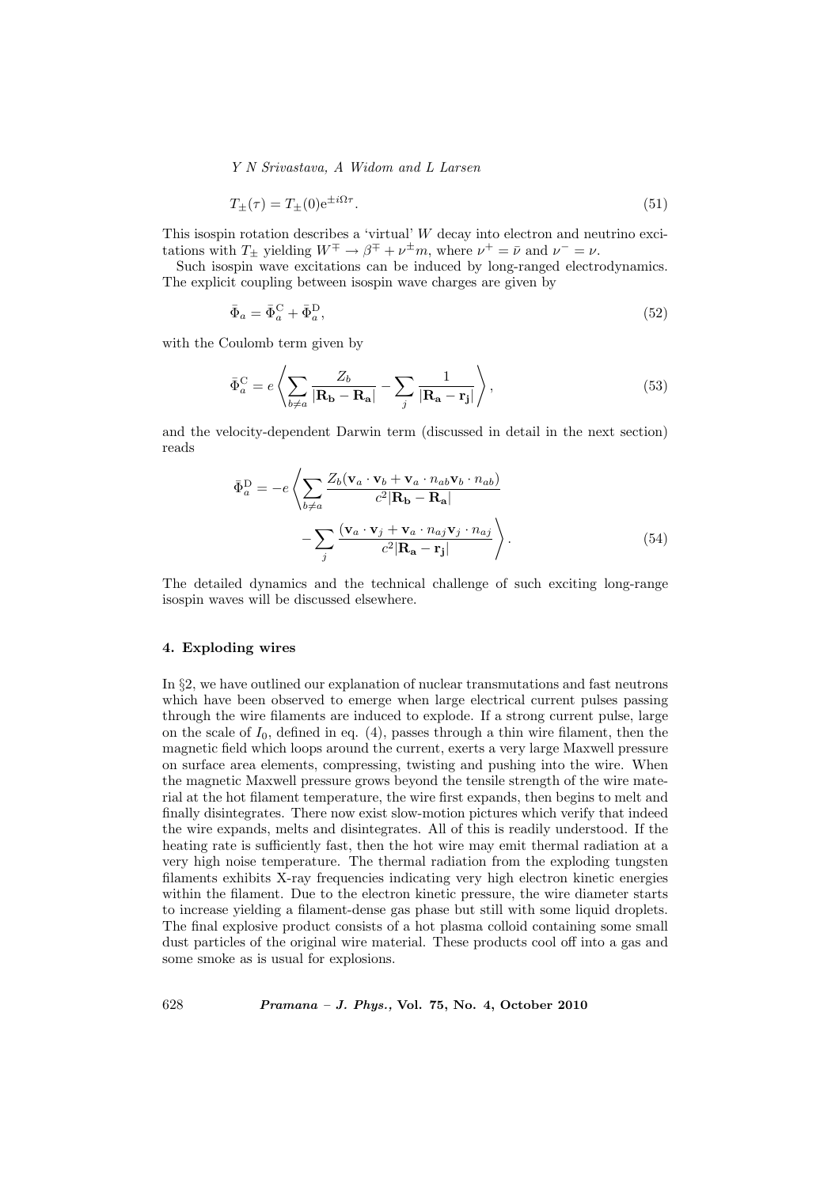$$T_{\pm}(\tau) = T_{\pm}(0)\mathrm{e}^{\pm i\Omega\tau}. \tag{51}$$

This isospin rotation describes a 'virtual' $W$ decay into electron and neutrino excitations with $T_{\pm}$ yielding $W^{\mp} \to \beta^{\mp} + \nu^{\pm}m$, where $\nu^{+} = \bar{\nu}$ and $\nu^{-} = \nu$.

Such isospin wave excitations can be induced by long-ranged electrodynamics. The explicit coupling between isospin wave charges are given by

$$\bar{\Phi}_a = \bar{\Phi}_a^{\mathrm{C}} + \bar{\Phi}_a^{\mathrm{D}}, \tag{52}$$

with the Coulomb term given by

$$\bar{\Phi}_a^{\mathrm{C}} = e\left\langle \sum_{b\neq a} \frac{Z_b}{|\mathbf{R_b} - \mathbf{R_a}|} - \sum_j \frac{1}{|\mathbf{R_a} - \mathbf{r_j}|} \right\rangle, \tag{53}$$

and the velocity-dependent Darwin term (discussed in detail in the next section) reads

$$\bar{\Phi}_a^{\mathrm{D}} = -e\left\langle \sum_{b\neq a} \frac{Z_b(\mathbf{v}_a\cdot\mathbf{v}_b + \mathbf{v}_a\cdot n_{ab}\mathbf{v}_b\cdot n_{ab})}{c^2|\mathbf{R_b} - \mathbf{R_a}|} - \sum_j \frac{(\mathbf{v}_a\cdot\mathbf{v}_j + \mathbf{v}_a\cdot n_{aj}\mathbf{v}_j\cdot n_{aj}}{c^2|\mathbf{R_a} - \mathbf{r_j}|} \right\rangle. \tag{54}$$

The detailed dynamics and the technical challenge of such exciting long-range isospin waves will be discussed elsewhere.

## 4. Exploding wires

In §2, we have outlined our explanation of nuclear transmutations and fast neutrons which have been observed to emerge when large electrical current pulses passing through the wire filaments are induced to explode. If a strong current pulse, large on the scale of $I_0$, defined in eq. (4), passes through a thin wire filament, then the magnetic field which loops around the current, exerts a very large Maxwell pressure on surface area elements, compressing, twisting and pushing into the wire. When the magnetic Maxwell pressure grows beyond the tensile strength of the wire material at the hot filament temperature, the wire first expands, then begins to melt and finally disintegrates. There now exist slow-motion pictures which verify that indeed the wire expands, melts and disintegrates. All of this is readily understood. If the heating rate is sufficiently fast, then the hot wire may emit thermal radiation at a very high noise temperature. The thermal radiation from the exploding tungsten filaments exhibits X-ray frequencies indicating very high electron kinetic energies within the filament. Due to the electron kinetic pressure, the wire diameter starts to increase yielding a filament-dense gas phase but still with some liquid droplets. The final explosive product consists of a hot plasma colloid containing some small dust particles of the original wire material. These products cool off into a gas and some smoke as is usual for explosions.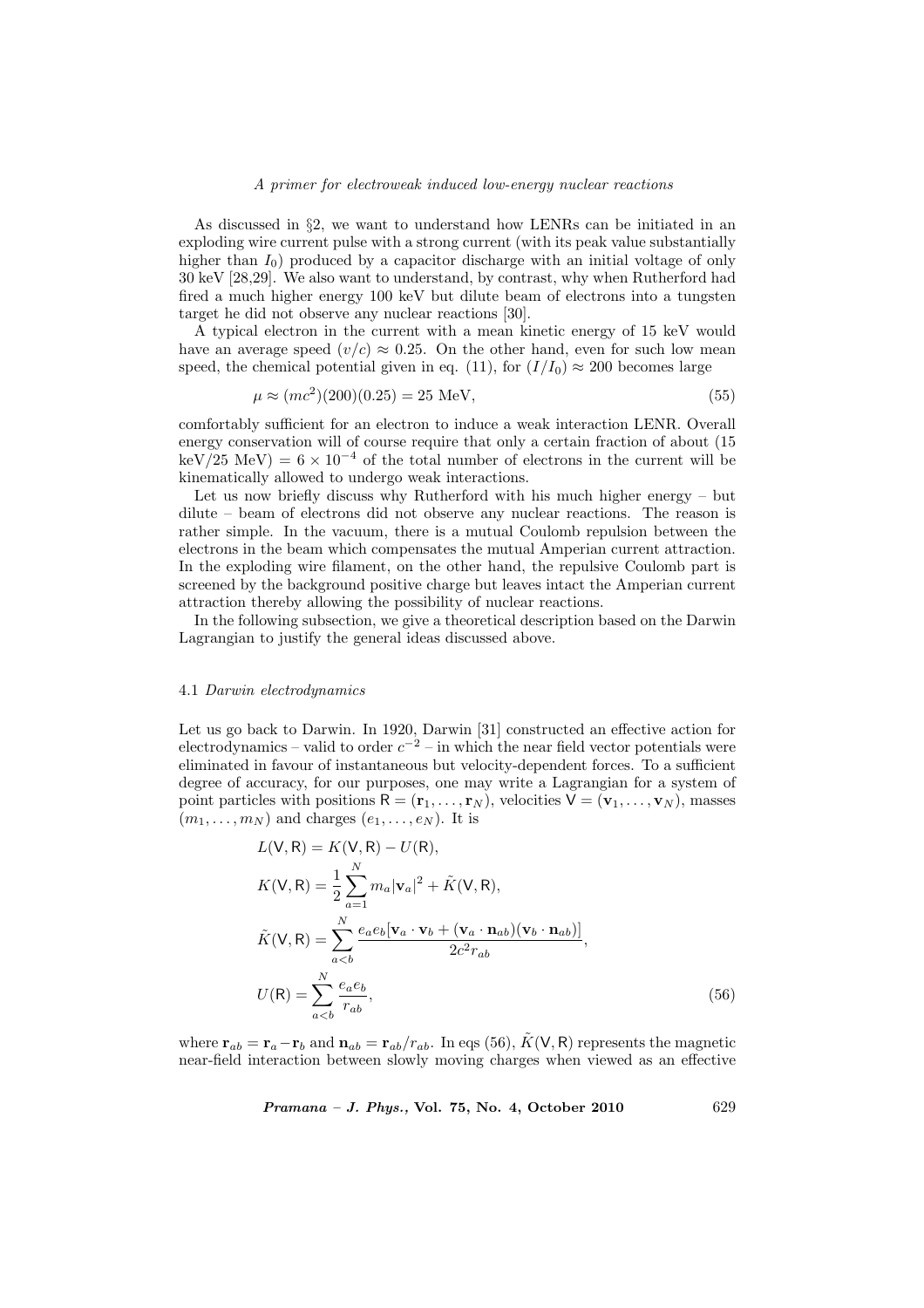As discussed in §2, we want to understand how LENRs can be initiated in an exploding wire current pulse with a strong current (with its peak value substantially higher than $I_0$) produced by a capacitor discharge with an initial voltage of only 30 keV [28,29]. We also want to understand, by contrast, why when Rutherford had fired a much higher energy 100 keV but dilute beam of electrons into a tungsten target he did not observe any nuclear reactions [30].

A typical electron in the current with a mean kinetic energy of 15 keV would have an average speed $(v/c) \approx 0.25$. On the other hand, even for such low mean speed, the chemical potential given in eq. (11), for $(I/I_0) \approx 200$ becomes large

$$\mu \approx (mc^2)(200)(0.25) = 25 \text{ MeV}, \tag{55}$$

comfortably sufficient for an electron to induce a weak interaction LENR. Overall energy conservation will of course require that only a certain fraction of about (15 keV/25 MeV) $= 6 \times 10^{-4}$ of the total number of electrons in the current will be kinematically allowed to undergo weak interactions.

Let us now briefly discuss why Rutherford with his much higher energy – but dilute – beam of electrons did not observe any nuclear reactions. The reason is rather simple. In the vacuum, there is a mutual Coulomb repulsion between the electrons in the beam which compensates the mutual Amperian current attraction. In the exploding wire filament, on the other hand, the repulsive Coulomb part is screened by the background positive charge but leaves intact the Amperian current attraction thereby allowing the possibility of nuclear reactions.

In the following subsection, we give a theoretical description based on the Darwin Lagrangian to justify the general ideas discussed above.

### 4.1 *Darwin electrodynamics*

Let us go back to Darwin. In 1920, Darwin [31] constructed an effective action for electrodynamics – valid to order $c^{-2}$ – in which the near field vector potentials were eliminated in favour of instantaneous but velocity-dependent forces. To a sufficient degree of accuracy, for our purposes, one may write a Lagrangian for a system of point particles with positions $\mathsf{R} = (\mathbf{r}_1, \ldots, \mathbf{r}_N)$, velocities $\mathsf{V} = (\mathbf{v}_1, \ldots, \mathbf{v}_N)$, masses $(m_1, \ldots, m_N)$ and charges $(e_1, \ldots, e_N)$. It is

$$\begin{aligned}
L(\mathsf{V}, \mathsf{R}) &= K(\mathsf{V}, \mathsf{R}) - U(\mathsf{R}), \\
K(\mathsf{V}, \mathsf{R}) &= \frac{1}{2} \sum_{a=1}^{N} m_a |\mathbf{v}_a|^2 + \tilde{K}(\mathsf{V}, \mathsf{R}), \\
\tilde{K}(\mathsf{V}, \mathsf{R}) &= \sum_{a<b}^{N} \frac{e_a e_b [\mathbf{v}_a \cdot \mathbf{v}_b + (\mathbf{v}_a \cdot \mathbf{n}_{ab})(\mathbf{v}_b \cdot \mathbf{n}_{ab})]}{2c^2 r_{ab}}, \\
U(\mathsf{R}) &= \sum_{a<b}^{N} \frac{e_a e_b}{r_{ab}},
\end{aligned} \tag{56}$$

where $\mathbf{r}_{ab} = \mathbf{r}_a - \mathbf{r}_b$ and $\mathbf{n}_{ab} = \mathbf{r}_{ab}/r_{ab}$. In eqs (56), $\tilde{K}(\mathsf{V}, \mathsf{R})$ represents the magnetic near-field interaction between slowly moving charges when viewed as an effective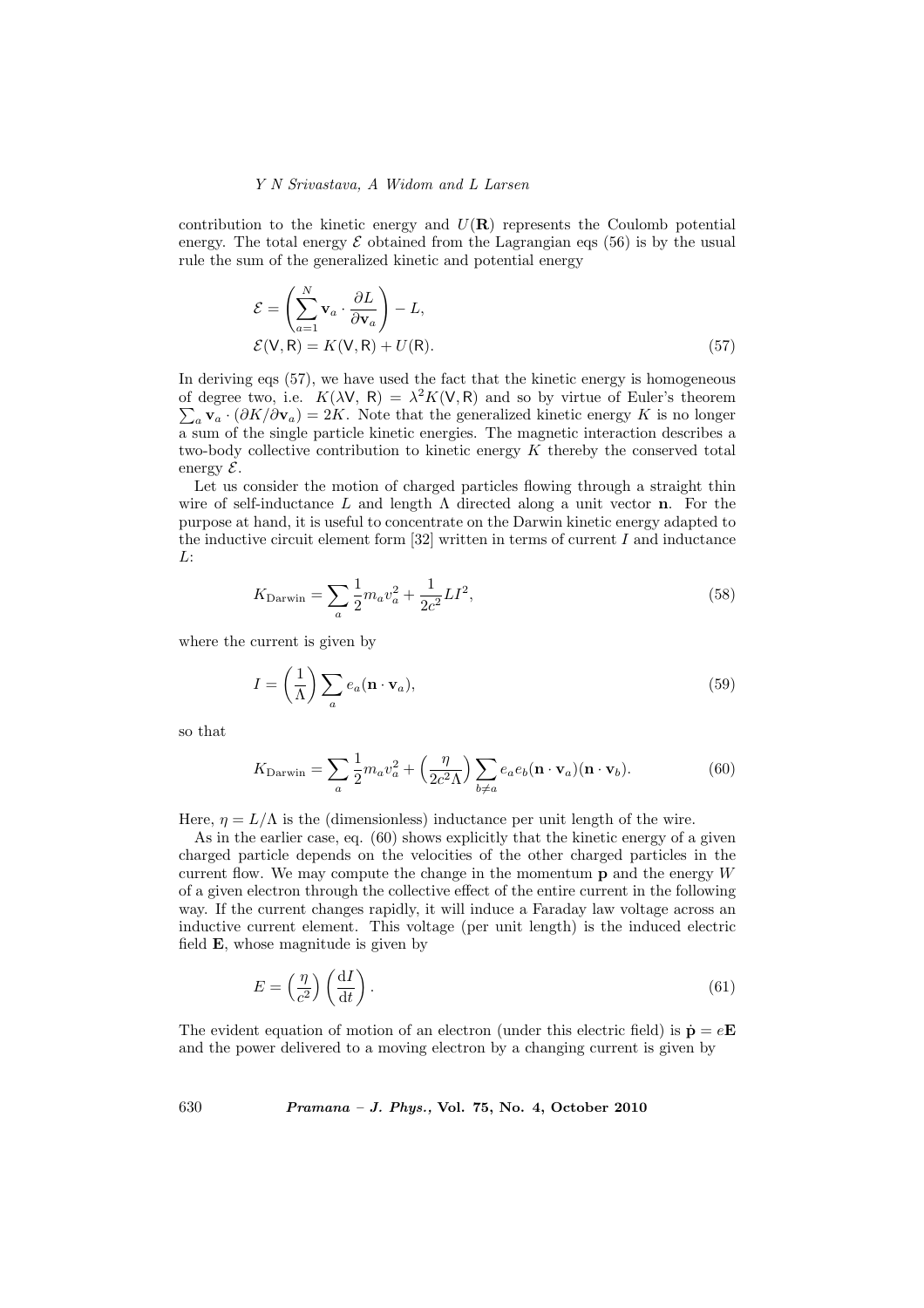contribution to the kinetic energy and $U(\mathbf{R})$ represents the Coulomb potential energy. The total energy $\mathcal{E}$ obtained from the Lagrangian eqs (56) is by the usual rule the sum of the generalized kinetic and potential energy

$$\mathcal{E} = \left( \sum_{a=1}^{N} \mathbf{v}_a \cdot \frac{\partial L}{\partial \mathbf{v}_a} \right) - L,$$
$$\mathcal{E}(\mathsf{V}, \mathsf{R}) = K(\mathsf{V}, \mathsf{R}) + U(\mathsf{R}). \tag{57}$$

In deriving eqs (57), we have used the fact that the kinetic energy is homogeneous of degree two, i.e. $K(\lambda \mathsf{V}, \mathsf{R}) = \lambda^2 K(\mathsf{V}, \mathsf{R})$ and so by virtue of Euler's theorem $\sum_a \mathbf{v}_a \cdot (\partial K / \partial \mathbf{v}_a) = 2K$. Note that the generalized kinetic energy $K$ is no longer a sum of the single particle kinetic energies. The magnetic interaction describes a two-body collective contribution to kinetic energy $K$ thereby the conserved total energy $\mathcal{E}$.

Let us consider the motion of charged particles flowing through a straight thin wire of self-inductance $L$ and length $\Lambda$ directed along a unit vector $\mathbf{n}$. For the purpose at hand, it is useful to concentrate on the Darwin kinetic energy adapted to the inductive circuit element form [32] written in terms of current $I$ and inductance $L$:

$$K_{\text{Darwin}} = \sum_a \frac{1}{2} m_a v_a^2 + \frac{1}{2c^2} L I^2, \tag{58}$$

where the current is given by

$$I = \left( \frac{1}{\Lambda} \right) \sum_a e_a (\mathbf{n} \cdot \mathbf{v}_a), \tag{59}$$

so that

$$K_{\text{Darwin}} = \sum_a \frac{1}{2} m_a v_a^2 + \left( \frac{\eta}{2c^2 \Lambda} \right) \sum_{b \neq a} e_a e_b (\mathbf{n} \cdot \mathbf{v}_a)(\mathbf{n} \cdot \mathbf{v}_b). \tag{60}$$

Here, $\eta = L/\Lambda$ is the (dimensionless) inductance per unit length of the wire.

As in the earlier case, eq. (60) shows explicitly that the kinetic energy of a given charged particle depends on the velocities of the other charged particles in the current flow. We may compute the change in the momentum $\mathbf{p}$ and the energy $W$ of a given electron through the collective effect of the entire current in the following way. If the current changes rapidly, it will induce a Faraday law voltage across an inductive current element. This voltage (per unit length) is the induced electric field $\mathbf{E}$, whose magnitude is given by

$$E = \left( \frac{\eta}{c^2} \right) \left( \frac{\mathrm{d}I}{\mathrm{d}t} \right). \tag{61}$$

The evident equation of motion of an electron (under this electric field) is $\dot{\mathbf{p}} = e\mathbf{E}$ and the power delivered to a moving electron by a changing current is given by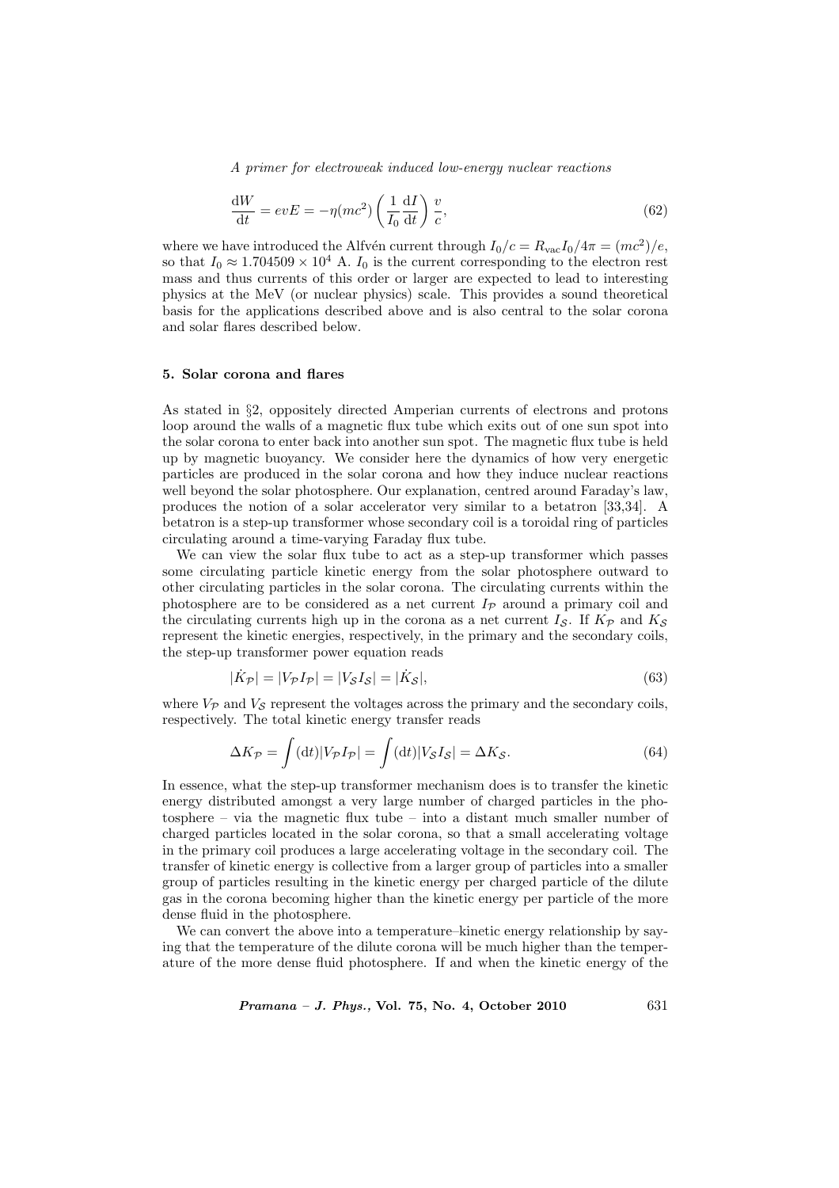$$\frac{\mathrm{d}W}{\mathrm{d}t} = evE = -\eta(mc^2)\left(\frac{1}{I_0}\frac{\mathrm{d}I}{\mathrm{d}t}\right)\frac{v}{c}, \tag{62}$$

where we have introduced the Alfvén current through $I_0/c = R_{\mathrm{vac}} I_0/4\pi = (mc^2)/e$, so that $I_0 \approx 1.704509 \times 10^4$ A. $I_0$ is the current corresponding to the electron rest mass and thus currents of this order or larger are expected to lead to interesting physics at the MeV (or nuclear physics) scale. This provides a sound theoretical basis for the applications described above and is also central to the solar corona and solar flares described below.

## 5. Solar corona and flares

As stated in §2, oppositely directed Amperian currents of electrons and protons loop around the walls of a magnetic flux tube which exits out of one sun spot into the solar corona to enter back into another sun spot. The magnetic flux tube is held up by magnetic buoyancy. We consider here the dynamics of how very energetic particles are produced in the solar corona and how they induce nuclear reactions well beyond the solar photosphere. Our explanation, centred around Faraday's law, produces the notion of a solar accelerator very similar to a betatron [33,34]. A betatron is a step-up transformer whose secondary coil is a toroidal ring of particles circulating around a time-varying Faraday flux tube.

We can view the solar flux tube to act as a step-up transformer which passes some circulating particle kinetic energy from the solar photosphere outward to other circulating particles in the solar corona. The circulating currents within the photosphere are to be considered as a net current $I_{\mathcal{P}}$ around a primary coil and the circulating currents high up in the corona as a net current $I_{\mathcal{S}}$. If $K_{\mathcal{P}}$ and $K_{\mathcal{S}}$ represent the kinetic energies, respectively, in the primary and the secondary coils, the step-up transformer power equation reads

$$|\dot{K}_{\mathcal{P}}| = |V_{\mathcal{P}} I_{\mathcal{P}}| = |V_{\mathcal{S}} I_{\mathcal{S}}| = |\dot{K}_{\mathcal{S}}|, \tag{63}$$

where $V_{\mathcal{P}}$ and $V_{\mathcal{S}}$ represent the voltages across the primary and the secondary coils, respectively. The total kinetic energy transfer reads

$$\Delta K_{\mathcal{P}} = \int (\mathrm{d}t)|V_{\mathcal{P}} I_{\mathcal{P}}| = \int (\mathrm{d}t)|V_{\mathcal{S}} I_{\mathcal{S}}| = \Delta K_{\mathcal{S}}. \tag{64}$$

In essence, what the step-up transformer mechanism does is to transfer the kinetic energy distributed amongst a very large number of charged particles in the photosphere – via the magnetic flux tube – into a distant much smaller number of charged particles located in the solar corona, so that a small accelerating voltage in the primary coil produces a large accelerating voltage in the secondary coil. The transfer of kinetic energy is collective from a larger group of particles into a smaller group of particles resulting in the kinetic energy per charged particle of the dilute gas in the corona becoming higher than the kinetic energy per particle of the more dense fluid in the photosphere.

We can convert the above into a temperature–kinetic energy relationship by saying that the temperature of the dilute corona will be much higher than the temperature of the more dense fluid photosphere. If and when the kinetic energy of the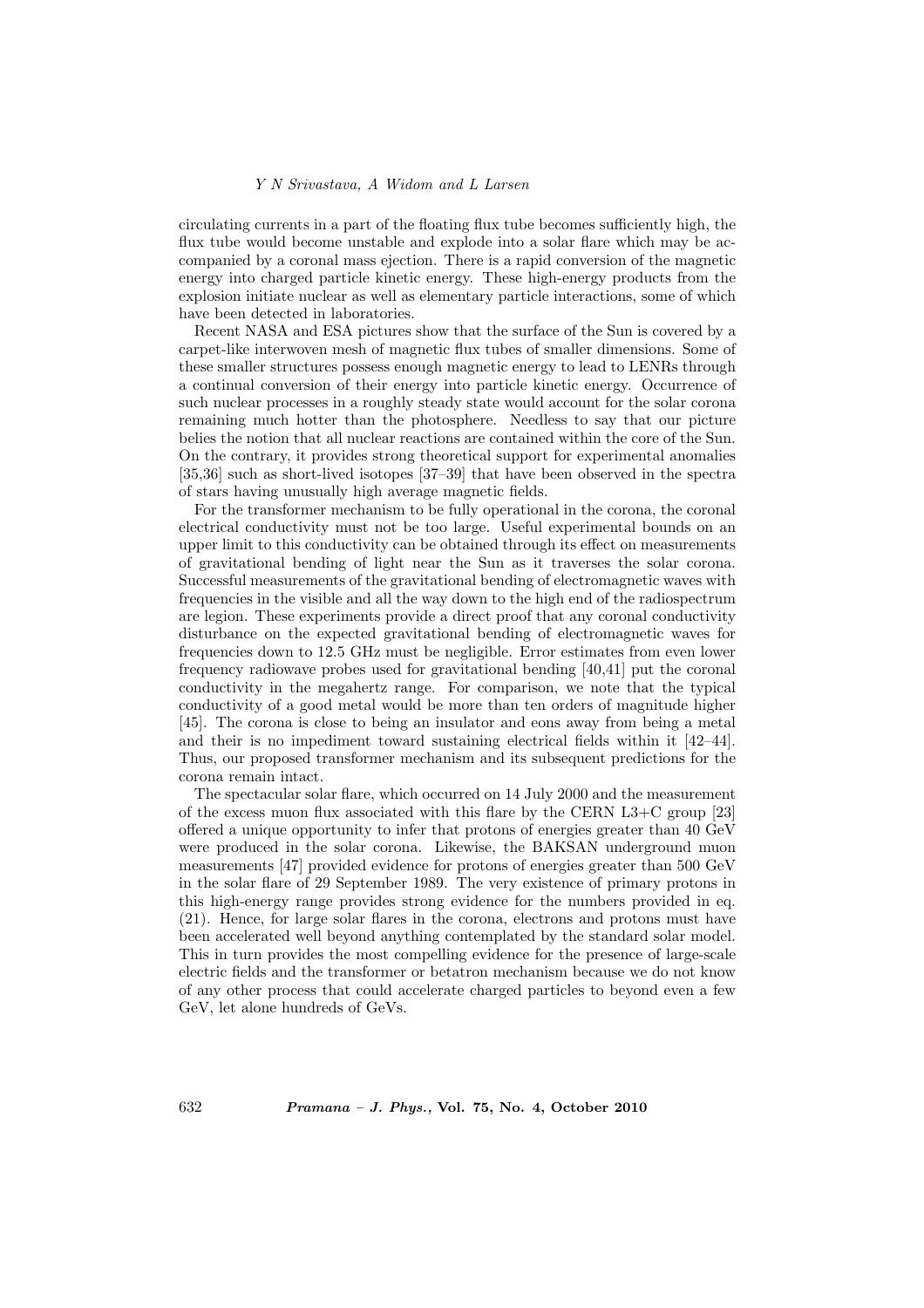circulating currents in a part of the floating flux tube becomes sufficiently high, the flux tube would become unstable and explode into a solar flare which may be accompanied by a coronal mass ejection. There is a rapid conversion of the magnetic energy into charged particle kinetic energy. These high-energy products from the explosion initiate nuclear as well as elementary particle interactions, some of which have been detected in laboratories.

Recent NASA and ESA pictures show that the surface of the Sun is covered by a carpet-like interwoven mesh of magnetic flux tubes of smaller dimensions. Some of these smaller structures possess enough magnetic energy to lead to LENRs through a continual conversion of their energy into particle kinetic energy. Occurrence of such nuclear processes in a roughly steady state would account for the solar corona remaining much hotter than the photosphere. Needless to say that our picture belies the notion that all nuclear reactions are contained within the core of the Sun. On the contrary, it provides strong theoretical support for experimental anomalies [35,36] such as short-lived isotopes [37–39] that have been observed in the spectra of stars having unusually high average magnetic fields.

For the transformer mechanism to be fully operational in the corona, the coronal electrical conductivity must not be too large. Useful experimental bounds on an upper limit to this conductivity can be obtained through its effect on measurements of gravitational bending of light near the Sun as it traverses the solar corona. Successful measurements of the gravitational bending of electromagnetic waves with frequencies in the visible and all the way down to the high end of the radiospectrum are legion. These experiments provide a direct proof that any coronal conductivity disturbance on the expected gravitational bending of electromagnetic waves for frequencies down to 12.5 GHz must be negligible. Error estimates from even lower frequency radiowave probes used for gravitational bending [40,41] put the coronal conductivity in the megahertz range. For comparison, we note that the typical conductivity of a good metal would be more than ten orders of magnitude higher [45]. The corona is close to being an insulator and eons away from being a metal and their is no impediment toward sustaining electrical fields within it [42–44]. Thus, our proposed transformer mechanism and its subsequent predictions for the corona remain intact.

The spectacular solar flare, which occurred on 14 July 2000 and the measurement of the excess muon flux associated with this flare by the CERN L3+C group [23] offered a unique opportunity to infer that protons of energies greater than 40 GeV were produced in the solar corona. Likewise, the BAKSAN underground muon measurements [47] provided evidence for protons of energies greater than 500 GeV in the solar flare of 29 September 1989. The very existence of primary protons in this high-energy range provides strong evidence for the numbers provided in eq. (21). Hence, for large solar flares in the corona, electrons and protons must have been accelerated well beyond anything contemplated by the standard solar model. This in turn provides the most compelling evidence for the presence of large-scale electric fields and the transformer or betatron mechanism because we do not know of any other process that could accelerate charged particles to beyond even a few GeV, let alone hundreds of GeVs.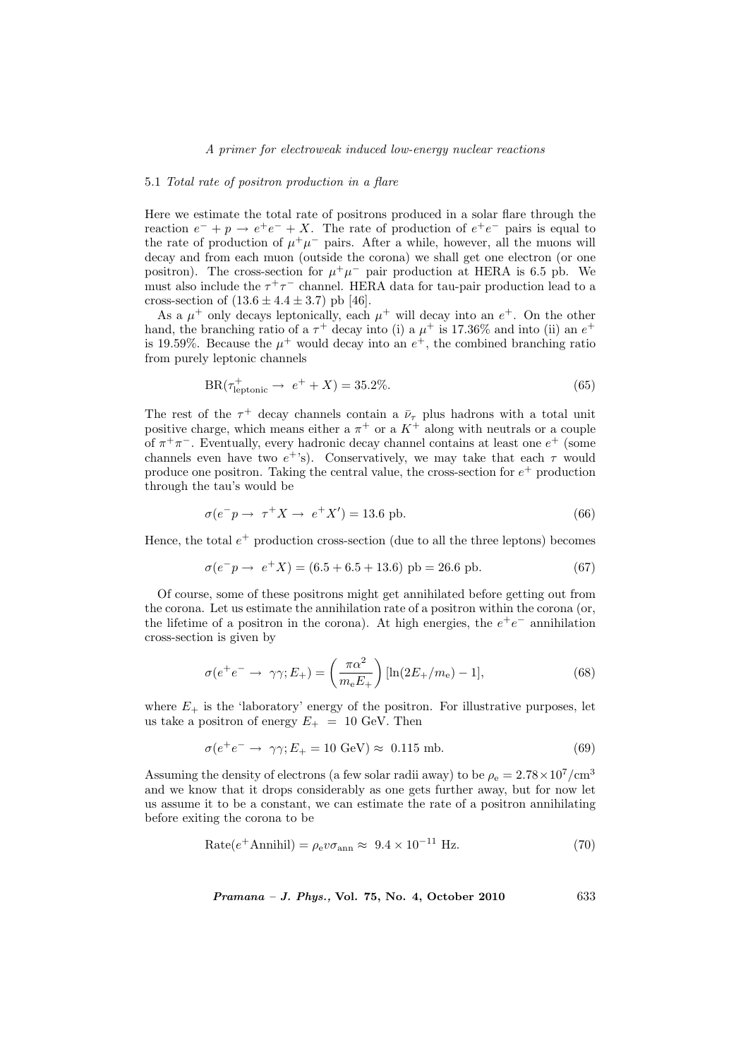### 5.1 *Total rate of positron production in a flare*

Here we estimate the total rate of positrons produced in a solar flare through the reaction $e^- + p \to e^+e^- + X$. The rate of production of $e^+e^-$ pairs is equal to the rate of production of $\mu^+\mu^-$ pairs. After a while, however, all the muons will decay and from each muon (outside the corona) we shall get one electron (or one positron). The cross-section for $\mu^+\mu^-$ pair production at HERA is 6.5 pb. We must also include the $\tau^+\tau^-$ channel. HERA data for tau-pair production lead to a cross-section of $(13.6 \pm 4.4 \pm 3.7)$ pb [46].

As a $\mu^+$ only decays leptonically, each $\mu^+$ will decay into an $e^+$. On the other hand, the branching ratio of a $\tau^+$ decay into (i) a $\mu^+$ is 17.36% and into (ii) an $e^+$ is 19.59%. Because the $\mu^+$ would decay into an $e^+$, the combined branching ratio from purely leptonic channels

$$\mathrm{BR}(\tau^+_{\mathrm{leptonic}} \to \ e^+ + X) = 35.2\%. \tag{65}$$

The rest of the $\tau^+$ decay channels contain a $\bar{\nu}_\tau$ plus hadrons with a total unit positive charge, which means either a $\pi^+$ or a $K^+$ along with neutrals or a couple of $\pi^+\pi^-$. Eventually, every hadronic decay channel contains at least one $e^+$ (some channels even have two $e^+$'s). Conservatively, we may take that each $\tau$ would produce one positron. Taking the central value, the cross-section for $e^+$ production through the tau's would be

$$\sigma(e^-p \to \ \tau^+X \to \ e^+X') = 13.6 \text{ pb}. \tag{66}$$

Hence, the total $e^+$ production cross-section (due to all the three leptons) becomes

$$\sigma(e^-p \to \ e^+X) = (6.5 + 6.5 + 13.6) \text{ pb} = 26.6 \text{ pb}. \tag{67}$$

Of course, some of these positrons might get annihilated before getting out from the corona. Let us estimate the annihilation rate of a positron within the corona (or, the lifetime of a positron in the corona). At high energies, the $e^+e^-$ annihilation cross-section is given by

$$\sigma(e^+e^- \to \ \gamma\gamma; E_+) = \left(\frac{\pi\alpha^2}{m_e E_+}\right)[\ln(2E_+/m_e) - 1], \tag{68}$$

where $E_+$ is the 'laboratory' energy of the positron. For illustrative purposes, let us take a positron of energy $E_+ \ = \ 10$ GeV. Then

$$\sigma(e^+e^- \to \ \gamma\gamma; E_+ = 10 \text{ GeV}) \approx \ 0.115 \text{ mb}. \tag{69}$$

Assuming the density of electrons (a few solar radii away) to be $\rho_e = 2.78\times10^7/\mathrm{cm}^3$ and we know that it drops considerably as one gets further away, but for now let us assume it to be a constant, we can estimate the rate of a positron annihilating before exiting the corona to be

$$\mathrm{Rate}(e^+\mathrm{Annihil}) = \rho_e v \sigma_{\mathrm{ann}} \approx \ 9.4 \times 10^{-11} \text{ Hz}. \tag{70}$$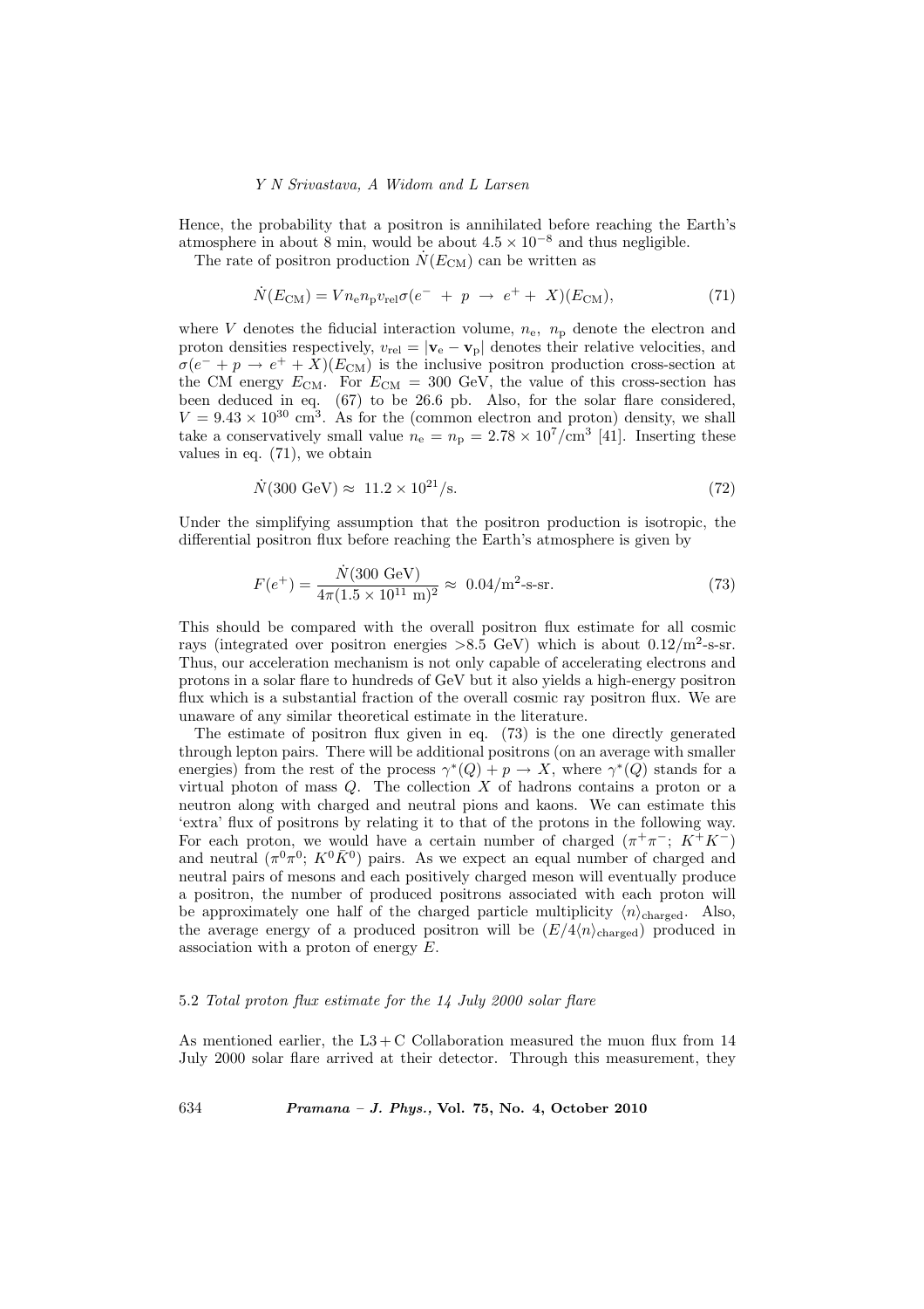Hence, the probability that a positron is annihilated before reaching the Earth's atmosphere in about 8 min, would be about $4.5 \times 10^{-8}$ and thus negligible.

The rate of positron production $\dot{N}(E_{\rm CM})$ can be written as

$$\dot{N}(E_{\rm CM}) = V n_{\rm e} n_{\rm p} v_{\rm rel} \sigma(e^- + p \rightarrow e^+ + X)(E_{\rm CM}), \tag{71}$$

where $V$ denotes the fiducial interaction volume, $n_{\rm e}$, $n_{\rm p}$ denote the electron and proton densities respectively, $v_{\rm rel} = |\mathbf{v}_{\rm e} - \mathbf{v}_{\rm p}|$ denotes their relative velocities, and $\sigma(e^- + p \rightarrow e^+ + X)(E_{\rm CM})$ is the inclusive positron production cross-section at the CM energy $E_{\rm CM}$. For $E_{\rm CM} = 300$ GeV, the value of this cross-section has been deduced in eq. (67) to be 26.6 pb. Also, for the solar flare considered, $V = 9.43 \times 10^{30}$ cm$^3$. As for the (common electron and proton) density, we shall take a conservatively small value $n_{\rm e} = n_{\rm p} = 2.78 \times 10^7/\text{cm}^3$ [41]. Inserting these values in eq. (71), we obtain

$$\dot{N}(300 \text{ GeV}) \approx 11.2 \times 10^{21}/\text{s}. \tag{72}$$

Under the simplifying assumption that the positron production is isotropic, the differential positron flux before reaching the Earth's atmosphere is given by

$$F(e^+) = \frac{\dot{N}(300 \text{ GeV})}{4\pi (1.5 \times 10^{11} \text{ m})^2} \approx 0.04/\text{m}^2\text{-s-sr}. \tag{73}$$

This should be compared with the overall positron flux estimate for all cosmic rays (integrated over positron energies >8.5 GeV) which is about $0.12/\text{m}^2$-s-sr. Thus, our acceleration mechanism is not only capable of accelerating electrons and protons in a solar flare to hundreds of GeV but it also yields a high-energy positron flux which is a substantial fraction of the overall cosmic ray positron flux. We are unaware of any similar theoretical estimate in the literature.

The estimate of positron flux given in eq. (73) is the one directly generated through lepton pairs. There will be additional positrons (on an average with smaller energies) from the rest of the process $\gamma^*(Q) + p \rightarrow X$, where $\gamma^*(Q)$ stands for a virtual photon of mass $Q$. The collection $X$ of hadrons contains a proton or a neutron along with charged and neutral pions and kaons. We can estimate this 'extra' flux of positrons by relating it to that of the protons in the following way. For each proton, we would have a certain number of charged ($\pi^+\pi^-$; $K^+K^-$) and neutral ($\pi^0\pi^0$; $K^0\bar{K}^0$) pairs. As we expect an equal number of charged and neutral pairs of mesons and each positively charged meson will eventually produce a positron, the number of produced positrons associated with each proton will be approximately one half of the charged particle multiplicity $\langle n \rangle_{\rm charged}$. Also, the average energy of a produced positron will be $(E/4\langle n \rangle_{\rm charged})$ produced in association with a proton of energy $E$.

### *5.2 Total proton flux estimate for the 14 July 2000 solar flare*

As mentioned earlier, the L3 + C Collaboration measured the muon flux from 14 July 2000 solar flare arrived at their detector. Through this measurement, they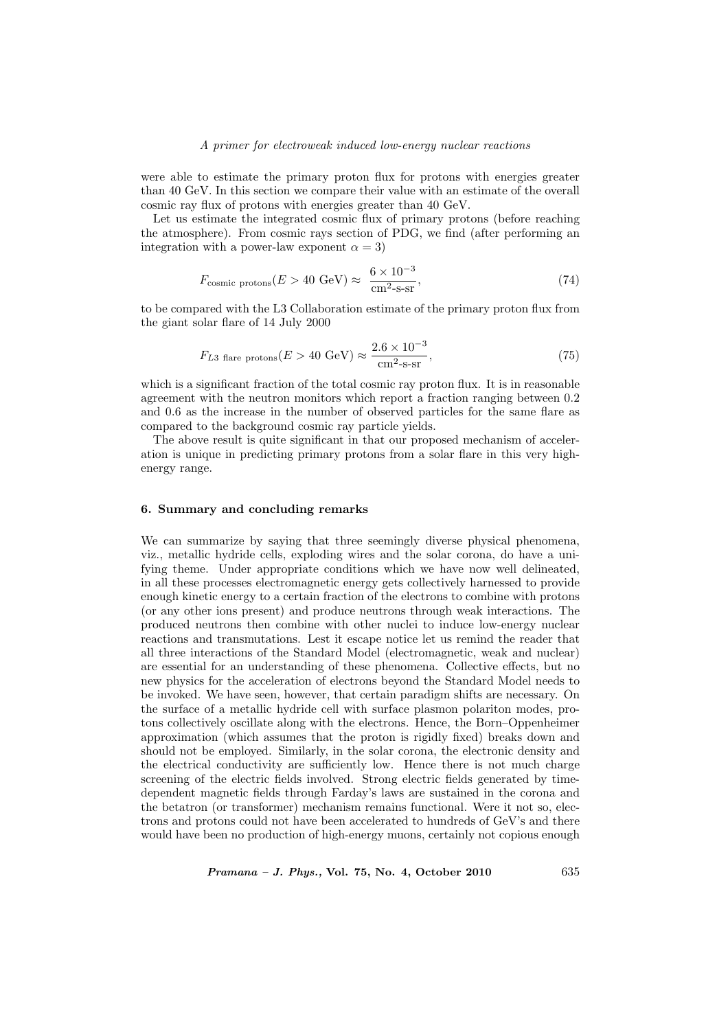were able to estimate the primary proton flux for protons with energies greater than 40 GeV. In this section we compare their value with an estimate of the overall cosmic ray flux of protons with energies greater than 40 GeV.

Let us estimate the integrated cosmic flux of primary protons (before reaching the atmosphere). From cosmic rays section of PDG, we find (after performing an integration with a power-law exponent $\alpha = 3$)

$$F_{\text{cosmic protons}}(E > 40 \text{ GeV}) \approx \frac{6 \times 10^{-3}}{\text{cm}^2\text{-s-sr}}, \tag{74}$$

to be compared with the L3 Collaboration estimate of the primary proton flux from the giant solar flare of 14 July 2000

$$F_{L3 \text{ flare protons}}(E > 40 \text{ GeV}) \approx \frac{2.6 \times 10^{-3}}{\text{cm}^2\text{-s-sr}}, \tag{75}$$

which is a significant fraction of the total cosmic ray proton flux. It is in reasonable agreement with the neutron monitors which report a fraction ranging between 0.2 and 0.6 as the increase in the number of observed particles for the same flare as compared to the background cosmic ray particle yields.

The above result is quite significant in that our proposed mechanism of acceleration is unique in predicting primary protons from a solar flare in this very high-energy range.

## 6. Summary and concluding remarks

We can summarize by saying that three seemingly diverse physical phenomena, viz., metallic hydride cells, exploding wires and the solar corona, do have a unifying theme. Under appropriate conditions which we have now well delineated, in all these processes electromagnetic energy gets collectively harnessed to provide enough kinetic energy to a certain fraction of the electrons to combine with protons (or any other ions present) and produce neutrons through weak interactions. The produced neutrons then combine with other nuclei to induce low-energy nuclear reactions and transmutations. Lest it escape notice let us remind the reader that all three interactions of the Standard Model (electromagnetic, weak and nuclear) are essential for an understanding of these phenomena. Collective effects, but no new physics for the acceleration of electrons beyond the Standard Model needs to be invoked. We have seen, however, that certain paradigm shifts are necessary. On the surface of a metallic hydride cell with surface plasmon polariton modes, protons collectively oscillate along with the electrons. Hence, the Born–Oppenheimer approximation (which assumes that the proton is rigidly fixed) breaks down and should not be employed. Similarly, in the solar corona, the electronic density and the electrical conductivity are sufficiently low. Hence there is not much charge screening of the electric fields involved. Strong electric fields generated by time-dependent magnetic fields through Farday's laws are sustained in the corona and the betatron (or transformer) mechanism remains functional. Were it not so, electrons and protons could not have been accelerated to hundreds of GeV's and there would have been no production of high-energy muons, certainly not copious enough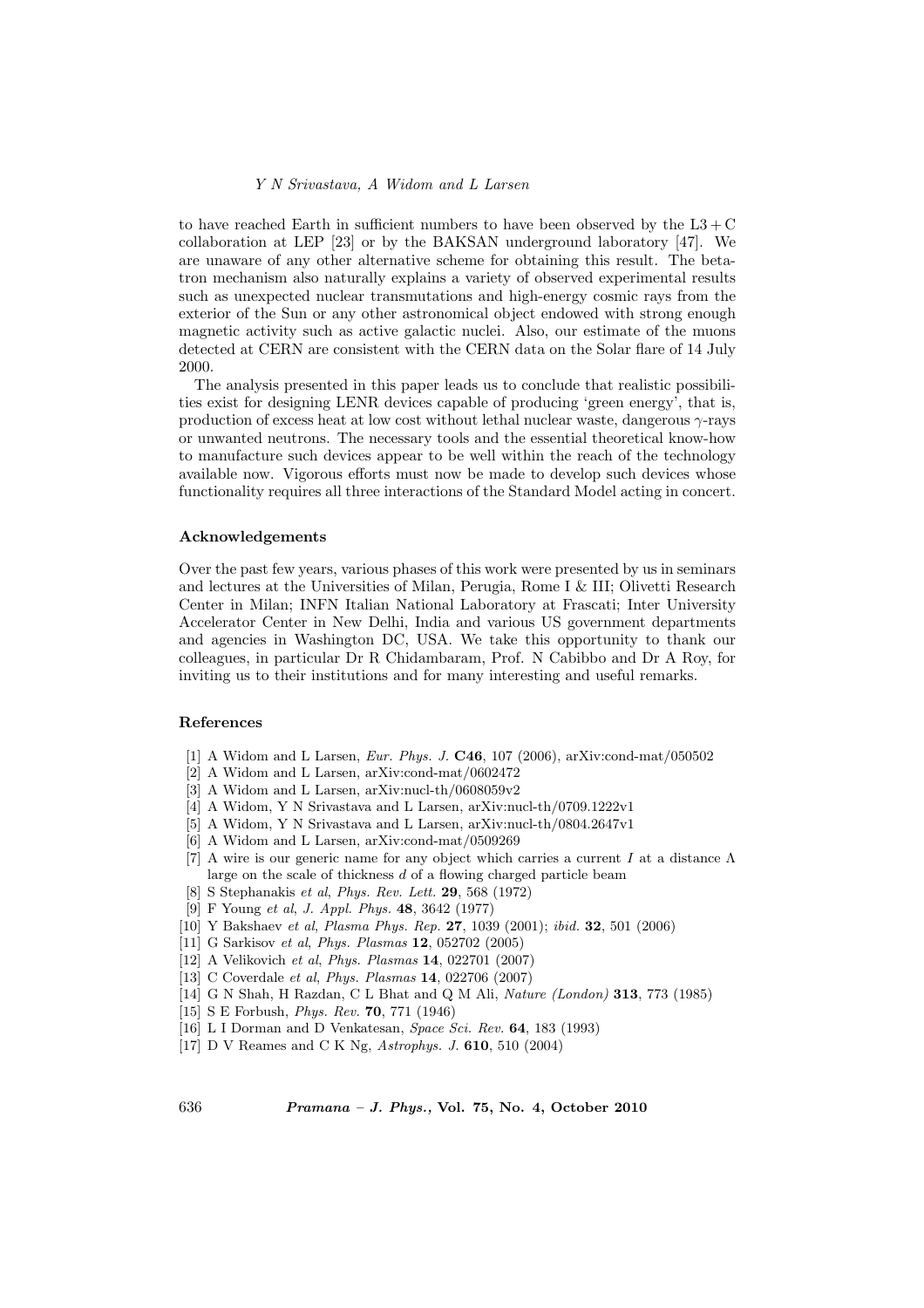to have reached Earth in sufficient numbers to have been observed by the L3 + C collaboration at LEP [23] or by the BAKSAN underground laboratory [47]. We are unaware of any other alternative scheme for obtaining this result. The betatron mechanism also naturally explains a variety of observed experimental results such as unexpected nuclear transmutations and high-energy cosmic rays from the exterior of the Sun or any other astronomical object endowed with strong enough magnetic activity such as active galactic nuclei. Also, our estimate of the muons detected at CERN are consistent with the CERN data on the Solar flare of 14 July 2000.

The analysis presented in this paper leads us to conclude that realistic possibilities exist for designing LENR devices capable of producing 'green energy', that is, production of excess heat at low cost without lethal nuclear waste, dangerous $\gamma$-rays or unwanted neutrons. The necessary tools and the essential theoretical know-how to manufacture such devices appear to be well within the reach of the technology available now. Vigorous efforts must now be made to develop such devices whose functionality requires all three interactions of the Standard Model acting in concert.

### Acknowledgements

Over the past few years, various phases of this work were presented by us in seminars and lectures at the Universities of Milan, Perugia, Rome I & III; Olivetti Research Center in Milan; INFN Italian National Laboratory at Frascati; Inter University Accelerator Center in New Delhi, India and various US government departments and agencies in Washington DC, USA. We take this opportunity to thank our colleagues, in particular Dr R Chidambaram, Prof. N Cabibbo and Dr A Roy, for inviting us to their institutions and for many interesting and useful remarks.

### References

[1] A Widom and L Larsen, *Eur. Phys. J.* **C46**, 107 (2006), arXiv:cond-mat/050502

[2] A Widom and L Larsen, arXiv:cond-mat/0602472

[3] A Widom and L Larsen, arXiv:nucl-th/0608059v2

[4] A Widom, Y N Srivastava and L Larsen, arXiv:nucl-th/0709.1222v1

[5] A Widom, Y N Srivastava and L Larsen, arXiv:nucl-th/0804.2647v1

[6] A Widom and L Larsen, arXiv:cond-mat/0509269

[7] A wire is our generic name for any object which carries a current $I$ at a distance $\Lambda$ large on the scale of thickness $d$ of a flowing charged particle beam

[8] S Stephanakis *et al*, *Phys. Rev. Lett.* **29**, 568 (1972)

[9] F Young *et al*, *J. Appl. Phys.* **48**, 3642 (1977)

[10] Y Bakshaev *et al*, *Plasma Phys. Rep.* **27**, 1039 (2001); *ibid.* **32**, 501 (2006)

[11] G Sarkisov *et al*, *Phys. Plasmas* **12**, 052702 (2005)

[12] A Velikovich *et al*, *Phys. Plasmas* **14**, 022701 (2007)

[13] C Coverdale *et al*, *Phys. Plasmas* **14**, 022706 (2007)

[14] G N Shah, H Razdan, C L Bhat and Q M Ali, *Nature (London)* **313**, 773 (1985)

[15] S E Forbush, *Phys. Rev.* **70**, 771 (1946)

[16] L I Dorman and D Venkatesan, *Space Sci. Rev.* **64**, 183 (1993)

[17] D V Reames and C K Ng, *Astrophys. J.* **610**, 510 (2004)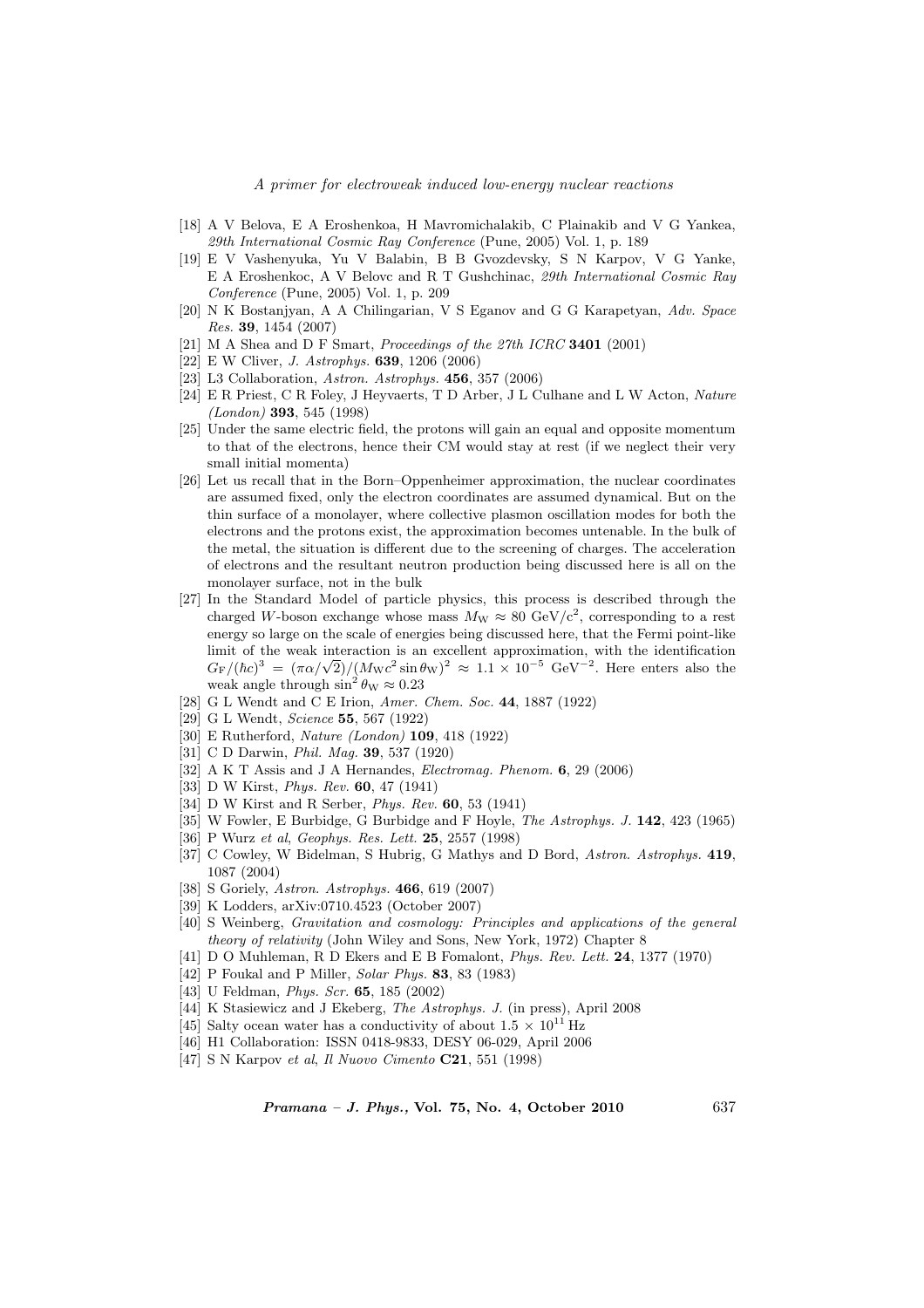[18] A V Belova, E A Eroshenkoa, H Mavromichalakib, C Plainakib and V G Yankea, *29th International Cosmic Ray Conference* (Pune, 2005) Vol. 1, p. 189

[19] E V Vashenyuka, Yu V Balabin, B B Gvozdevsky, S N Karpov, V G Yanke, E A Eroshenkoc, A V Belovc and R T Gushchinac, *29th International Cosmic Ray Conference* (Pune, 2005) Vol. 1, p. 209

[20] N K Bostanjyan, A A Chilingarian, V S Eganov and G G Karapetyan, *Adv. Space Res.* **39**, 1454 (2007)

[21] M A Shea and D F Smart, *Proceedings of the 27th ICRC* **3401** (2001)

[22] E W Cliver, *J. Astrophys.* **639**, 1206 (2006)

[23] L3 Collaboration, *Astron. Astrophys.* **456**, 357 (2006)

[24] E R Priest, C R Foley, J Heyvaerts, T D Arber, J L Culhane and L W Acton, *Nature (London)* **393**, 545 (1998)

[25] Under the same electric field, the protons will gain an equal and opposite momentum to that of the electrons, hence their CM would stay at rest (if we neglect their very small initial momenta)

[26] Let us recall that in the Born–Oppenheimer approximation, the nuclear coordinates are assumed fixed, only the electron coordinates are assumed dynamical. But on the thin surface of a monolayer, where collective plasmon oscillation modes for both the electrons and the protons exist, the approximation becomes untenable. In the bulk of the metal, the situation is different due to the screening of charges. The acceleration of electrons and the resultant neutron production being discussed here is all on the monolayer surface, not in the bulk

[27] In the Standard Model of particle physics, this process is described through the charged $W$-boson exchange whose mass $M_{\mathrm{W}} \approx 80\ \mathrm{GeV/c^2}$, corresponding to a rest energy so large on the scale of energies being discussed here, that the Fermi point-like limit of the weak interaction is an excellent approximation, with the identification $G_{\mathrm{F}}/(\hbar c)^3 = (\pi\alpha/\sqrt{2})/(M_{\mathrm{W}}c^2 \sin\theta_{\mathrm{W}})^2 \approx 1.1 \times 10^{-5}\ \mathrm{GeV}^{-2}$. Here enters also the weak angle through $\sin^2\theta_{\mathrm{W}} \approx 0.23$

[28] G L Wendt and C E Irion, *Amer. Chem. Soc.* **44**, 1887 (1922)

[29] G L Wendt, *Science* **55**, 567 (1922)

[30] E Rutherford, *Nature (London)* **109**, 418 (1922)

[31] C D Darwin, *Phil. Mag.* **39**, 537 (1920)

[32] A K T Assis and J A Hernandes, *Electromag. Phenom.* **6**, 29 (2006)

[33] D W Kirst, *Phys. Rev.* **60**, 47 (1941)

[34] D W Kirst and R Serber, *Phys. Rev.* **60**, 53 (1941)

[35] W Fowler, E Burbidge, G Burbidge and F Hoyle, *The Astrophys. J.* **142**, 423 (1965)

[36] P Wurz *et al*, *Geophys. Res. Lett.* **25**, 2557 (1998)

[37] C Cowley, W Bidelman, S Hubrig, G Mathys and D Bord, *Astron. Astrophys.* **419**, 1087 (2004)

[38] S Goriely, *Astron. Astrophys.* **466**, 619 (2007)

[39] K Lodders, arXiv:0710.4523 (October 2007)

[40] S Weinberg, *Gravitation and cosmology: Principles and applications of the general theory of relativity* (John Wiley and Sons, New York, 1972) Chapter 8

[41] D O Muhleman, R D Ekers and E B Fomalont, *Phys. Rev. Lett.* **24**, 1377 (1970)

[42] P Foukal and P Miller, *Solar Phys.* **83**, 83 (1983)

[43] U Feldman, *Phys. Scr.* **65**, 185 (2002)

[44] K Stasiewicz and J Ekeberg, *The Astrophys. J.* (in press), April 2008

[45] Salty ocean water has a conductivity of about $1.5 \times 10^{11}$ Hz

[46] H1 Collaboration: ISSN 0418-9833, DESY 06-029, April 2006

[47] S N Karpov *et al*, *Il Nuovo Cimento* **C21**, 551 (1998)